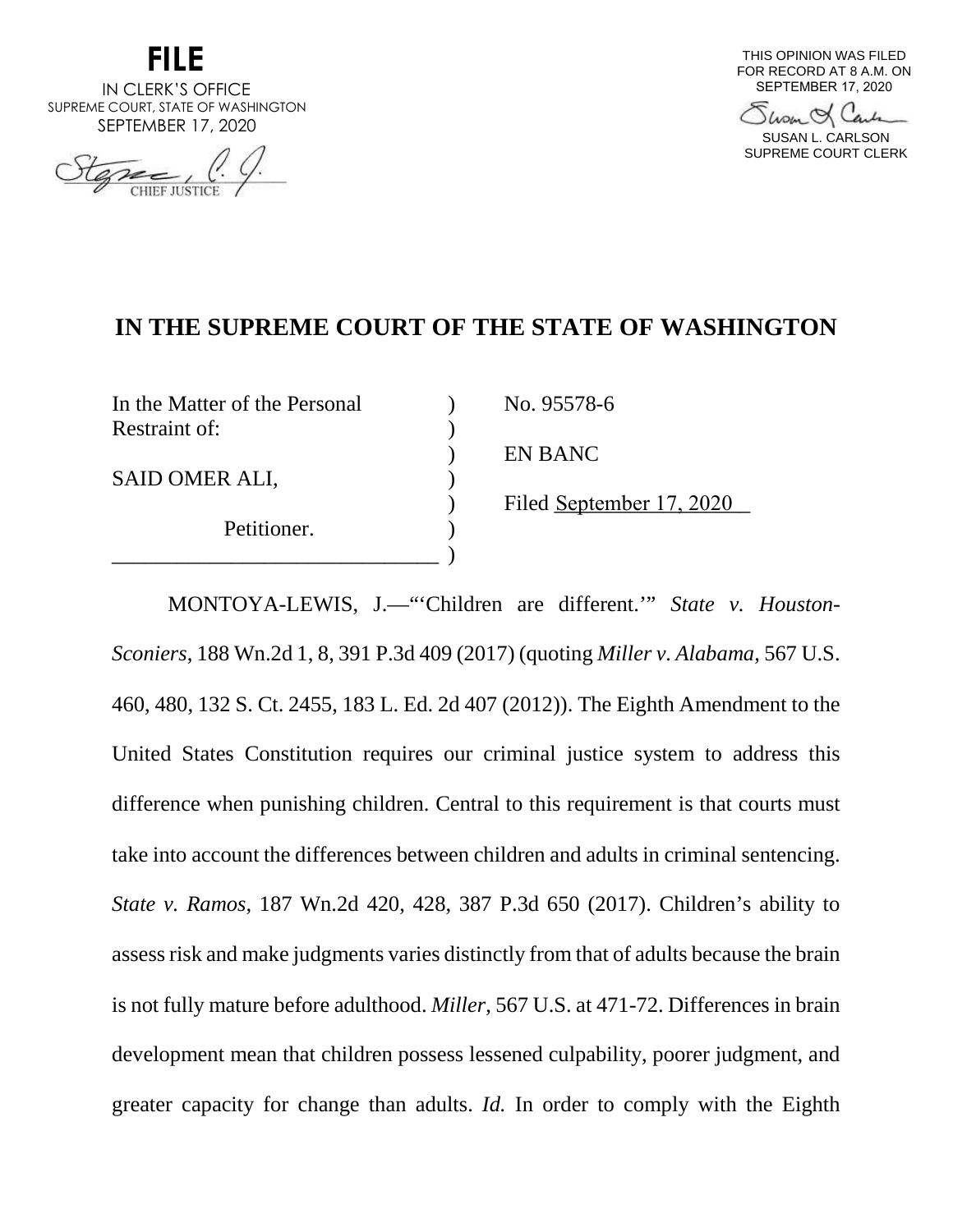**FILE**
IN CLERK'S OFFICE
SUPREME COURT, STATE OF WASHINGTON
SEPTEMBER 17, 2020

CHIEF JUSTICE

THIS OPINION WAS FILED
FOR RECORD AT 8 A.M. ON
SEPTEMBER 17, 2020

SUSAN L. CARLSON
SUPREME COURT CLERK

# IN THE SUPREME COURT OF THE STATE OF WASHINGTON

| | |
|---|---|
| In the Matter of the Personal Restraint of: | No. 95578-6 |
| | EN BANC |
| SAID OMER ALI, | Filed September 17, 2020 |
| Petitioner. | |

MONTOYA-LEWIS, J.—"'Children are different.'" *State v. Houston-Sconiers*, 188 Wn.2d 1, 8, 391 P.3d 409 (2017) (quoting *Miller v. Alabama*, 567 U.S. 460, 480, 132 S. Ct. 2455, 183 L. Ed. 2d 407 (2012)). The Eighth Amendment to the United States Constitution requires our criminal justice system to address this difference when punishing children. Central to this requirement is that courts must take into account the differences between children and adults in criminal sentencing. *State v. Ramos*, 187 Wn.2d 420, 428, 387 P.3d 650 (2017). Children's ability to assess risk and make judgments varies distinctly from that of adults because the brain is not fully mature before adulthood. *Miller*, 567 U.S. at 471-72. Differences in brain development mean that children possess lessened culpability, poorer judgment, and greater capacity for change than adults. *Id.* In order to comply with the Eighth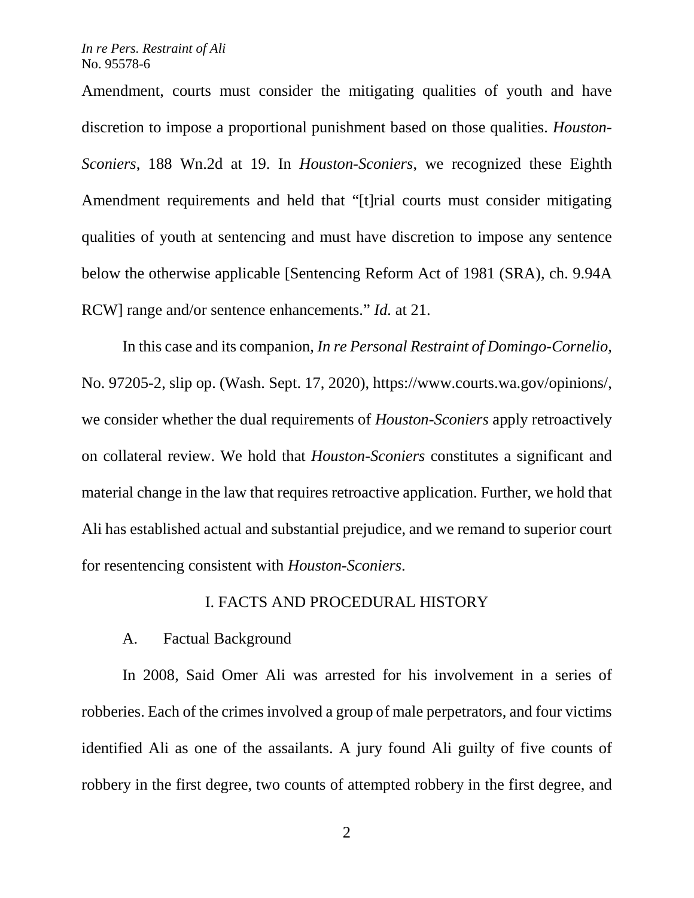Amendment, courts must consider the mitigating qualities of youth and have discretion to impose a proportional punishment based on those qualities. *Houston-Sconiers*, 188 Wn.2d at 19. In *Houston-Sconiers*, we recognized these Eighth Amendment requirements and held that "[t]rial courts must consider mitigating qualities of youth at sentencing and must have discretion to impose any sentence below the otherwise applicable [Sentencing Reform Act of 1981 (SRA), ch. 9.94A RCW] range and/or sentence enhancements." *Id.* at 21.

In this case and its companion, *In re Personal Restraint of Domingo-Cornelio*, No. 97205-2, slip op. (Wash. Sept. 17, 2020), https://www.courts.wa.gov/opinions/, we consider whether the dual requirements of *Houston-Sconiers* apply retroactively on collateral review. We hold that *Houston-Sconiers* constitutes a significant and material change in the law that requires retroactive application. Further, we hold that Ali has established actual and substantial prejudice, and we remand to superior court for resentencing consistent with *Houston-Sconiers*.

## I. FACTS AND PROCEDURAL HISTORY

### A. Factual Background

In 2008, Said Omer Ali was arrested for his involvement in a series of robberies. Each of the crimes involved a group of male perpetrators, and four victims identified Ali as one of the assailants. A jury found Ali guilty of five counts of robbery in the first degree, two counts of attempted robbery in the first degree, and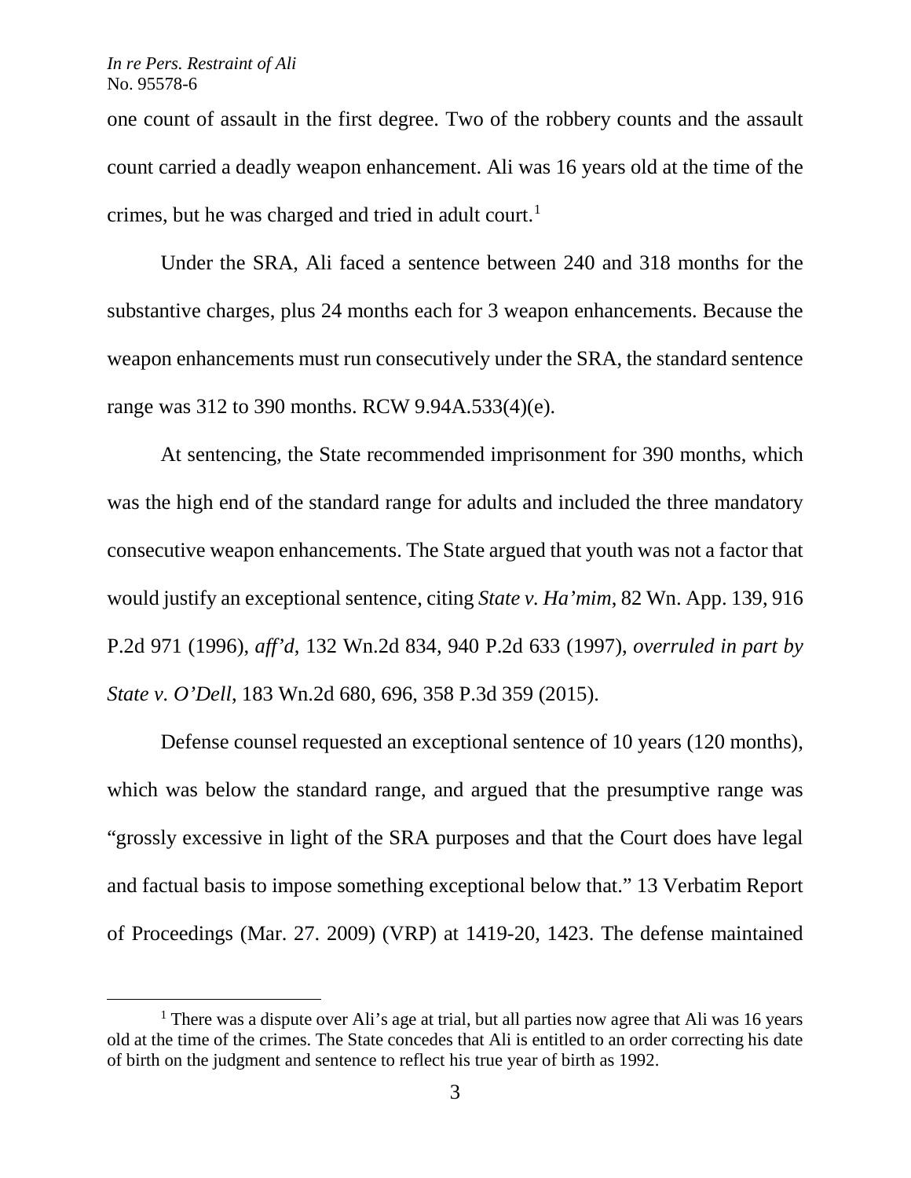one count of assault in the first degree. Two of the robbery counts and the assault count carried a deadly weapon enhancement. Ali was 16 years old at the time of the crimes, but he was charged and tried in adult court.[1]

Under the SRA, Ali faced a sentence between 240 and 318 months for the substantive charges, plus 24 months each for 3 weapon enhancements. Because the weapon enhancements must run consecutively under the SRA, the standard sentence range was 312 to 390 months. RCW 9.94A.533(4)(e).

At sentencing, the State recommended imprisonment for 390 months, which was the high end of the standard range for adults and included the three mandatory consecutive weapon enhancements. The State argued that youth was not a factor that would justify an exceptional sentence, citing *State v. Ha'mim*, 82 Wn. App. 139, 916 P.2d 971 (1996), *aff'd*, 132 Wn.2d 834, 940 P.2d 633 (1997), *overruled in part by State v. O'Dell*, 183 Wn.2d 680, 696, 358 P.3d 359 (2015).

Defense counsel requested an exceptional sentence of 10 years (120 months), which was below the standard range, and argued that the presumptive range was "grossly excessive in light of the SRA purposes and that the Court does have legal and factual basis to impose something exceptional below that." 13 Verbatim Report of Proceedings (Mar. 27. 2009) (VRP) at 1419-20, 1423. The defense maintained

[1] There was a dispute over Ali's age at trial, but all parties now agree that Ali was 16 years old at the time of the crimes. The State concedes that Ali is entitled to an order correcting his date of birth on the judgment and sentence to reflect his true year of birth as 1992.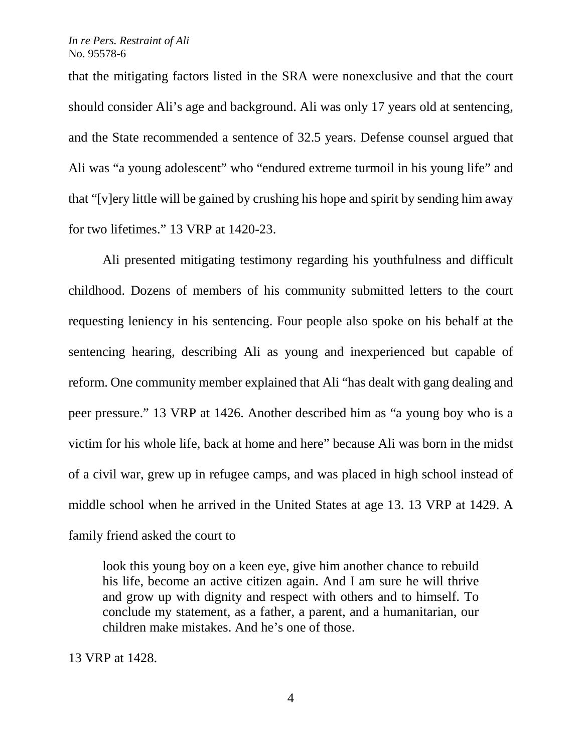that the mitigating factors listed in the SRA were nonexclusive and that the court should consider Ali's age and background. Ali was only 17 years old at sentencing, and the State recommended a sentence of 32.5 years. Defense counsel argued that Ali was "a young adolescent" who "endured extreme turmoil in his young life" and that "[v]ery little will be gained by crushing his hope and spirit by sending him away for two lifetimes." 13 VRP at 1420-23.

Ali presented mitigating testimony regarding his youthfulness and difficult childhood. Dozens of members of his community submitted letters to the court requesting leniency in his sentencing. Four people also spoke on his behalf at the sentencing hearing, describing Ali as young and inexperienced but capable of reform. One community member explained that Ali "has dealt with gang dealing and peer pressure." 13 VRP at 1426. Another described him as "a young boy who is a victim for his whole life, back at home and here" because Ali was born in the midst of a civil war, grew up in refugee camps, and was placed in high school instead of middle school when he arrived in the United States at age 13. 13 VRP at 1429. A family friend asked the court to

> look this young boy on a keen eye, give him another chance to rebuild his life, become an active citizen again. And I am sure he will thrive and grow up with dignity and respect with others and to himself. To conclude my statement, as a father, a parent, and a humanitarian, our children make mistakes. And he's one of those.

13 VRP at 1428.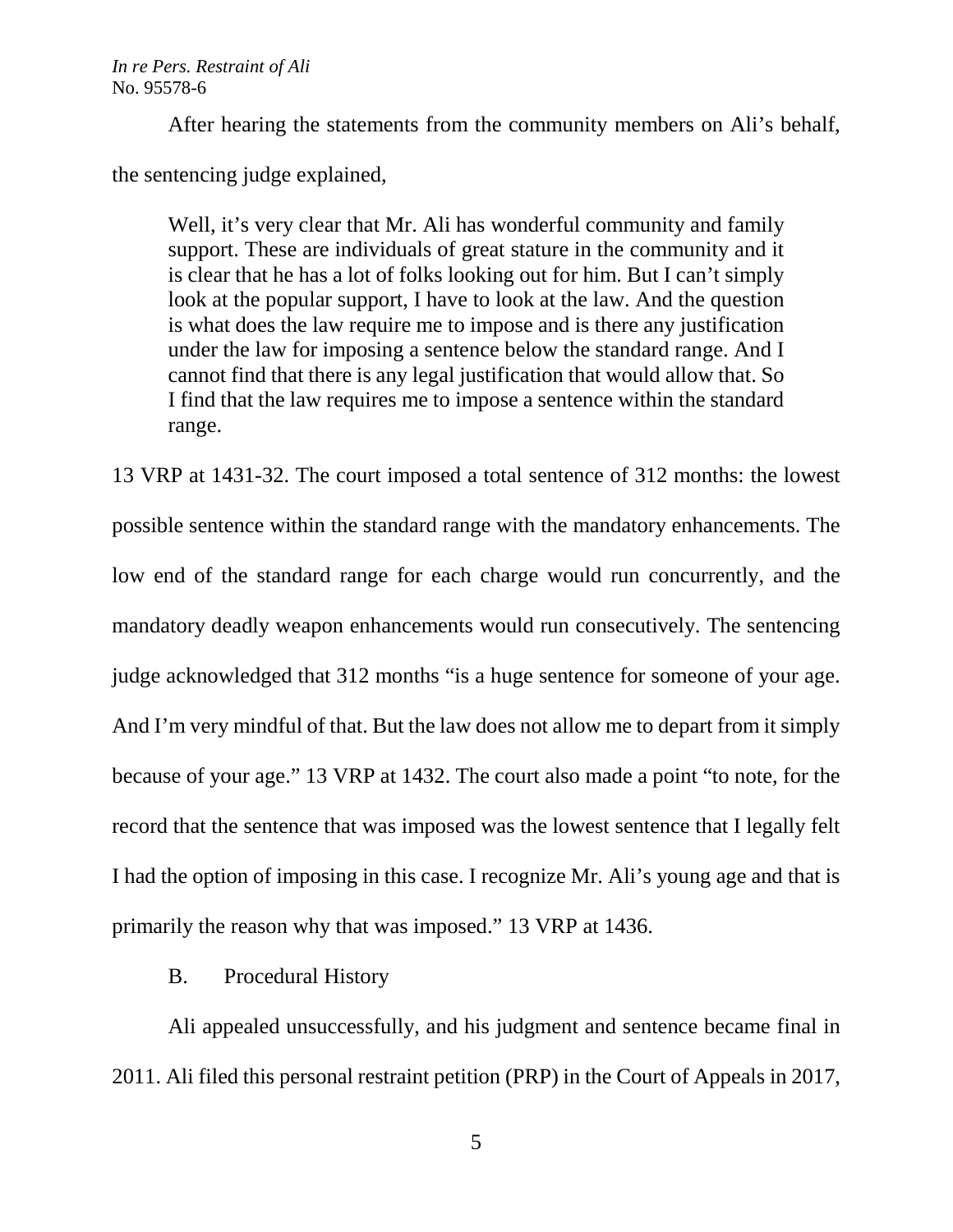After hearing the statements from the community members on Ali's behalf, the sentencing judge explained,

> Well, it's very clear that Mr. Ali has wonderful community and family support. These are individuals of great stature in the community and it is clear that he has a lot of folks looking out for him. But I can't simply look at the popular support, I have to look at the law. And the question is what does the law require me to impose and is there any justification under the law for imposing a sentence below the standard range. And I cannot find that there is any legal justification that would allow that. So I find that the law requires me to impose a sentence within the standard range.

13 VRP at 1431-32. The court imposed a total sentence of 312 months: the lowest possible sentence within the standard range with the mandatory enhancements. The low end of the standard range for each charge would run concurrently, and the mandatory deadly weapon enhancements would run consecutively. The sentencing judge acknowledged that 312 months "is a huge sentence for someone of your age. And I'm very mindful of that. But the law does not allow me to depart from it simply because of your age." 13 VRP at 1432. The court also made a point "to note, for the record that the sentence that was imposed was the lowest sentence that I legally felt I had the option of imposing in this case. I recognize Mr. Ali's young age and that is primarily the reason why that was imposed." 13 VRP at 1436.

### B. Procedural History

Ali appealed unsuccessfully, and his judgment and sentence became final in 2011. Ali filed this personal restraint petition (PRP) in the Court of Appeals in 2017,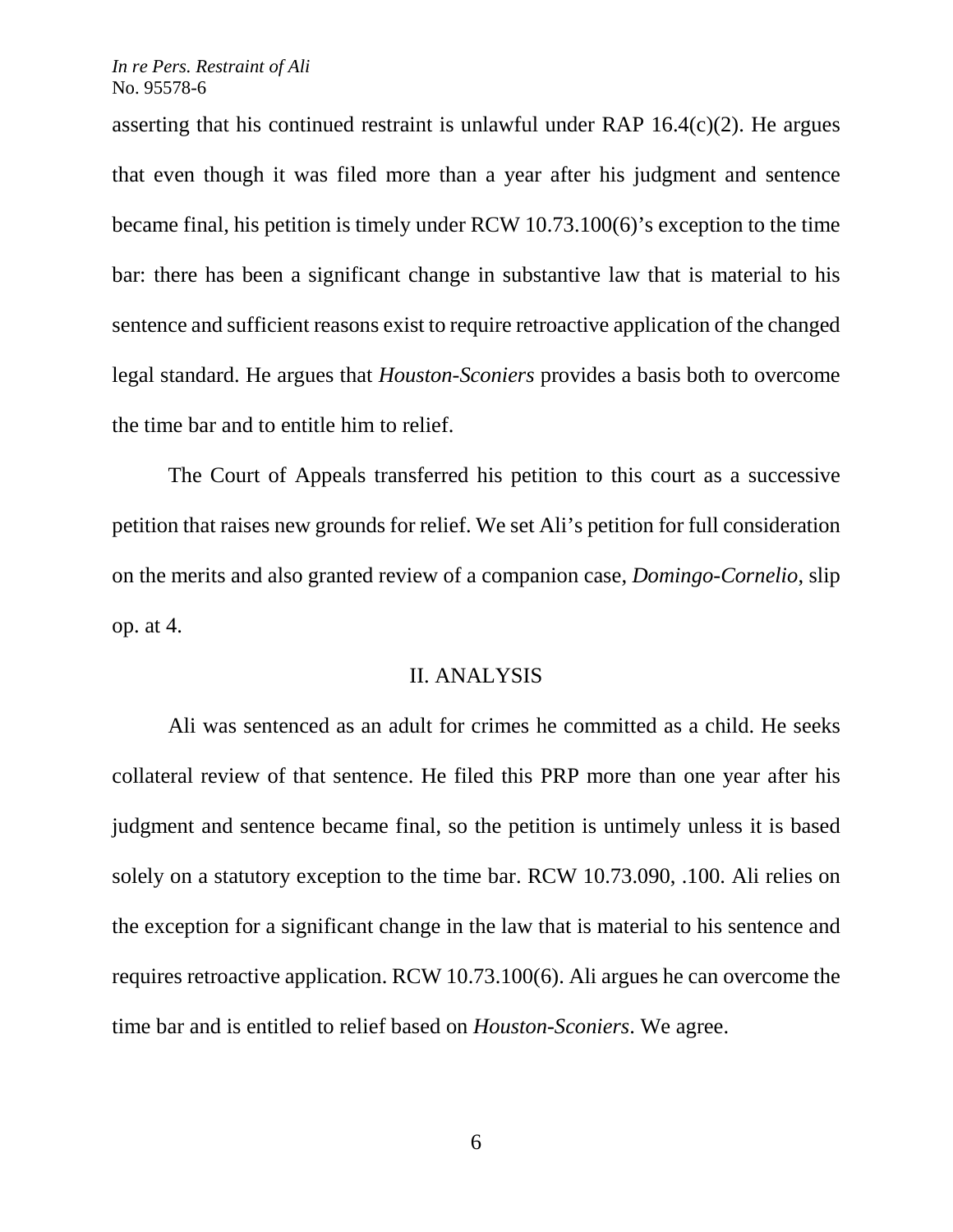asserting that his continued restraint is unlawful under RAP 16.4(c)(2). He argues that even though it was filed more than a year after his judgment and sentence became final, his petition is timely under RCW 10.73.100(6)'s exception to the time bar: there has been a significant change in substantive law that is material to his sentence and sufficient reasons exist to require retroactive application of the changed legal standard. He argues that *Houston-Sconiers* provides a basis both to overcome the time bar and to entitle him to relief.

The Court of Appeals transferred his petition to this court as a successive petition that raises new grounds for relief. We set Ali's petition for full consideration on the merits and also granted review of a companion case, *Domingo-Cornelio*, slip op. at 4.

## II. ANALYSIS

Ali was sentenced as an adult for crimes he committed as a child. He seeks collateral review of that sentence. He filed this PRP more than one year after his judgment and sentence became final, so the petition is untimely unless it is based solely on a statutory exception to the time bar. RCW 10.73.090, .100. Ali relies on the exception for a significant change in the law that is material to his sentence and requires retroactive application. RCW 10.73.100(6). Ali argues he can overcome the time bar and is entitled to relief based on *Houston-Sconiers*. We agree.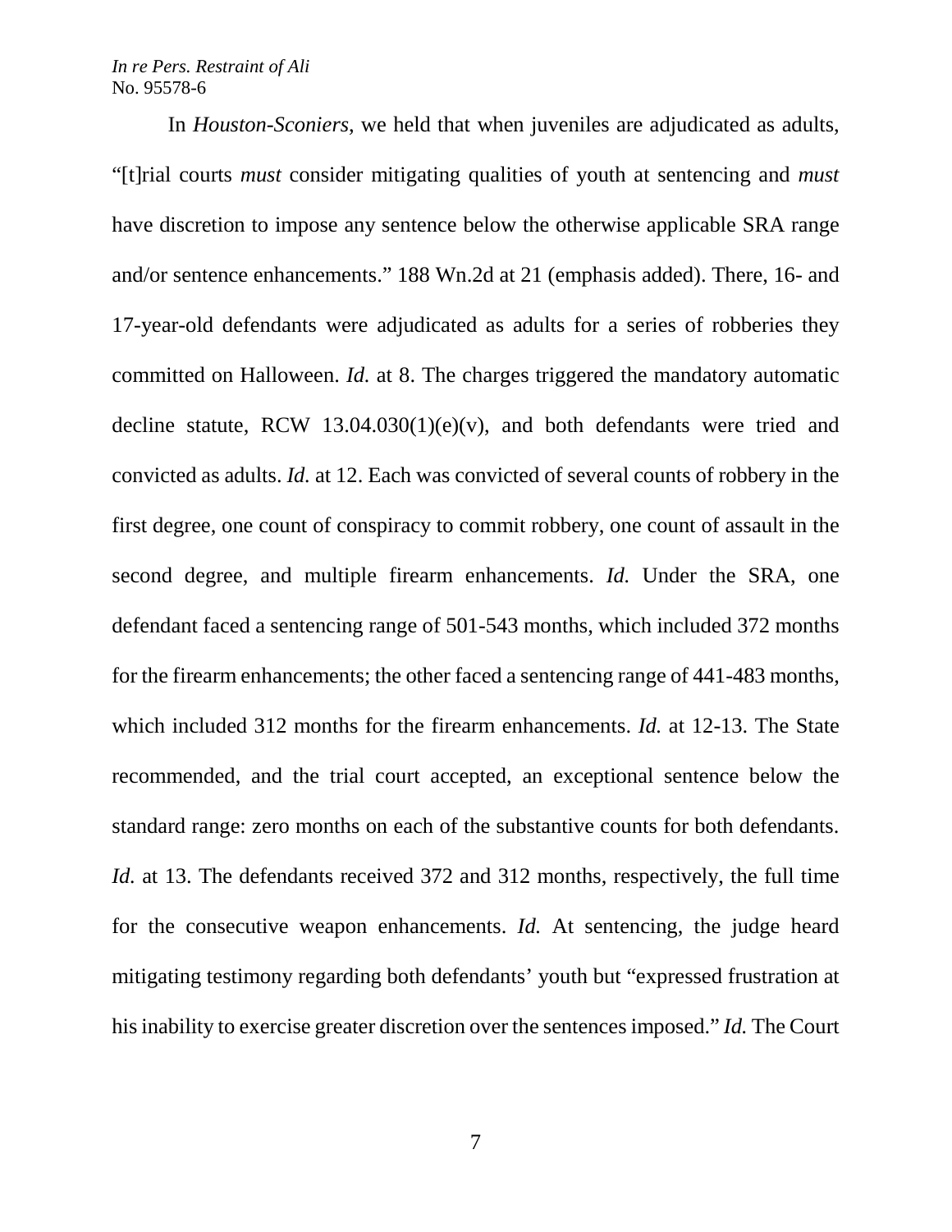In *Houston-Sconiers*, we held that when juveniles are adjudicated as adults, "[t]rial courts *must* consider mitigating qualities of youth at sentencing and *must* have discretion to impose any sentence below the otherwise applicable SRA range and/or sentence enhancements." 188 Wn.2d at 21 (emphasis added). There, 16- and 17-year-old defendants were adjudicated as adults for a series of robberies they committed on Halloween. *Id.* at 8. The charges triggered the mandatory automatic decline statute, RCW 13.04.030(1)(e)(v), and both defendants were tried and convicted as adults. *Id.* at 12. Each was convicted of several counts of robbery in the first degree, one count of conspiracy to commit robbery, one count of assault in the second degree, and multiple firearm enhancements. *Id.* Under the SRA, one defendant faced a sentencing range of 501-543 months, which included 372 months for the firearm enhancements; the other faced a sentencing range of 441-483 months, which included 312 months for the firearm enhancements. *Id.* at 12-13. The State recommended, and the trial court accepted, an exceptional sentence below the standard range: zero months on each of the substantive counts for both defendants. *Id.* at 13. The defendants received 372 and 312 months, respectively, the full time for the consecutive weapon enhancements. *Id.* At sentencing, the judge heard mitigating testimony regarding both defendants' youth but "expressed frustration at his inability to exercise greater discretion over the sentences imposed." *Id.* The Court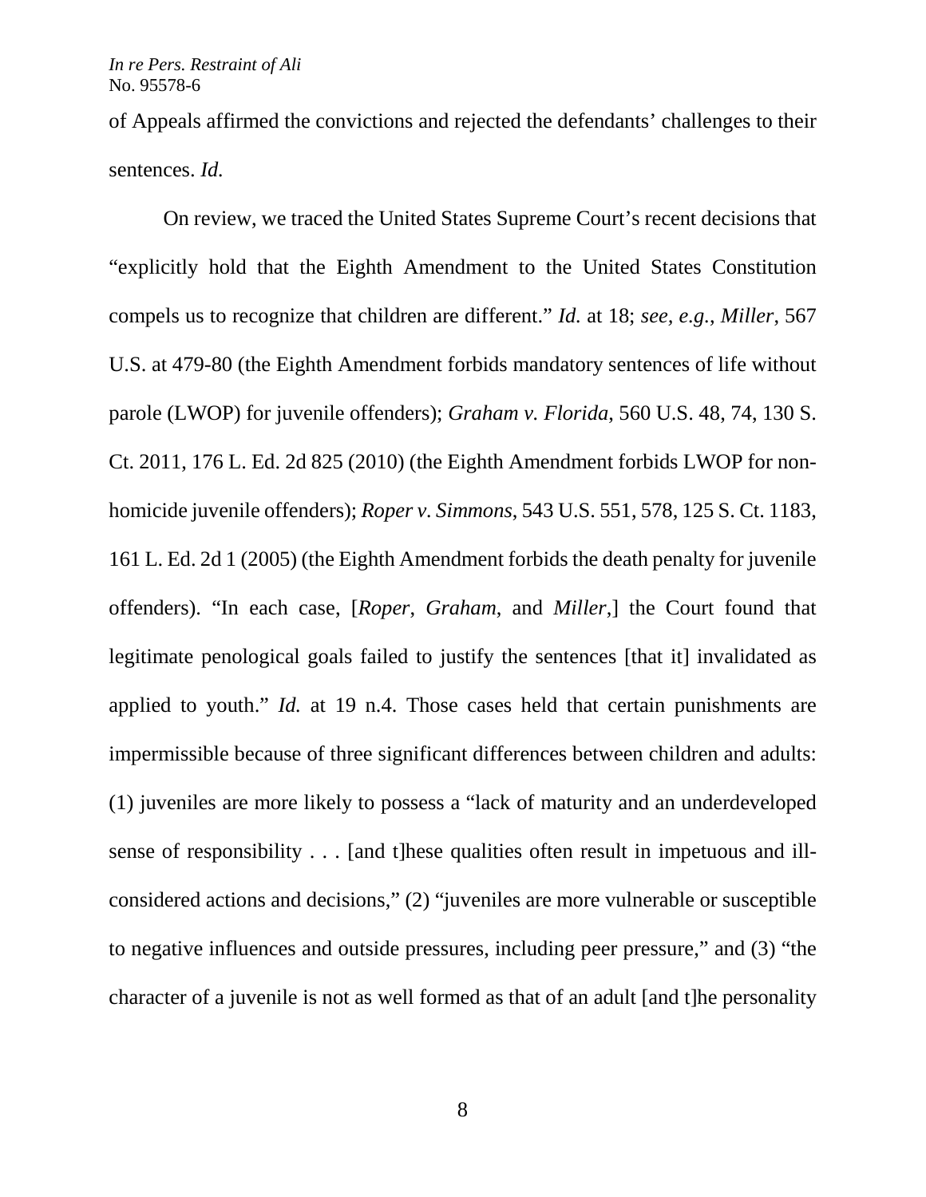of Appeals affirmed the convictions and rejected the defendants' challenges to their sentences. *Id.*

On review, we traced the United States Supreme Court's recent decisions that "explicitly hold that the Eighth Amendment to the United States Constitution compels us to recognize that children are different." *Id.* at 18; *see, e.g.*, *Miller*, 567 U.S. at 479-80 (the Eighth Amendment forbids mandatory sentences of life without parole (LWOP) for juvenile offenders); *Graham v. Florida*, 560 U.S. 48, 74, 130 S. Ct. 2011, 176 L. Ed. 2d 825 (2010) (the Eighth Amendment forbids LWOP for non-homicide juvenile offenders); *Roper v. Simmons*, 543 U.S. 551, 578, 125 S. Ct. 1183, 161 L. Ed. 2d 1 (2005) (the Eighth Amendment forbids the death penalty for juvenile offenders). "In each case, [*Roper*, *Graham*, and *Miller*,] the Court found that legitimate penological goals failed to justify the sentences [that it] invalidated as applied to youth." *Id.* at 19 n.4. Those cases held that certain punishments are impermissible because of three significant differences between children and adults: (1) juveniles are more likely to possess a "lack of maturity and an underdeveloped sense of responsibility . . . [and t]hese qualities often result in impetuous and ill-considered actions and decisions," (2) "juveniles are more vulnerable or susceptible to negative influences and outside pressures, including peer pressure," and (3) "the character of a juvenile is not as well formed as that of an adult [and t]he personality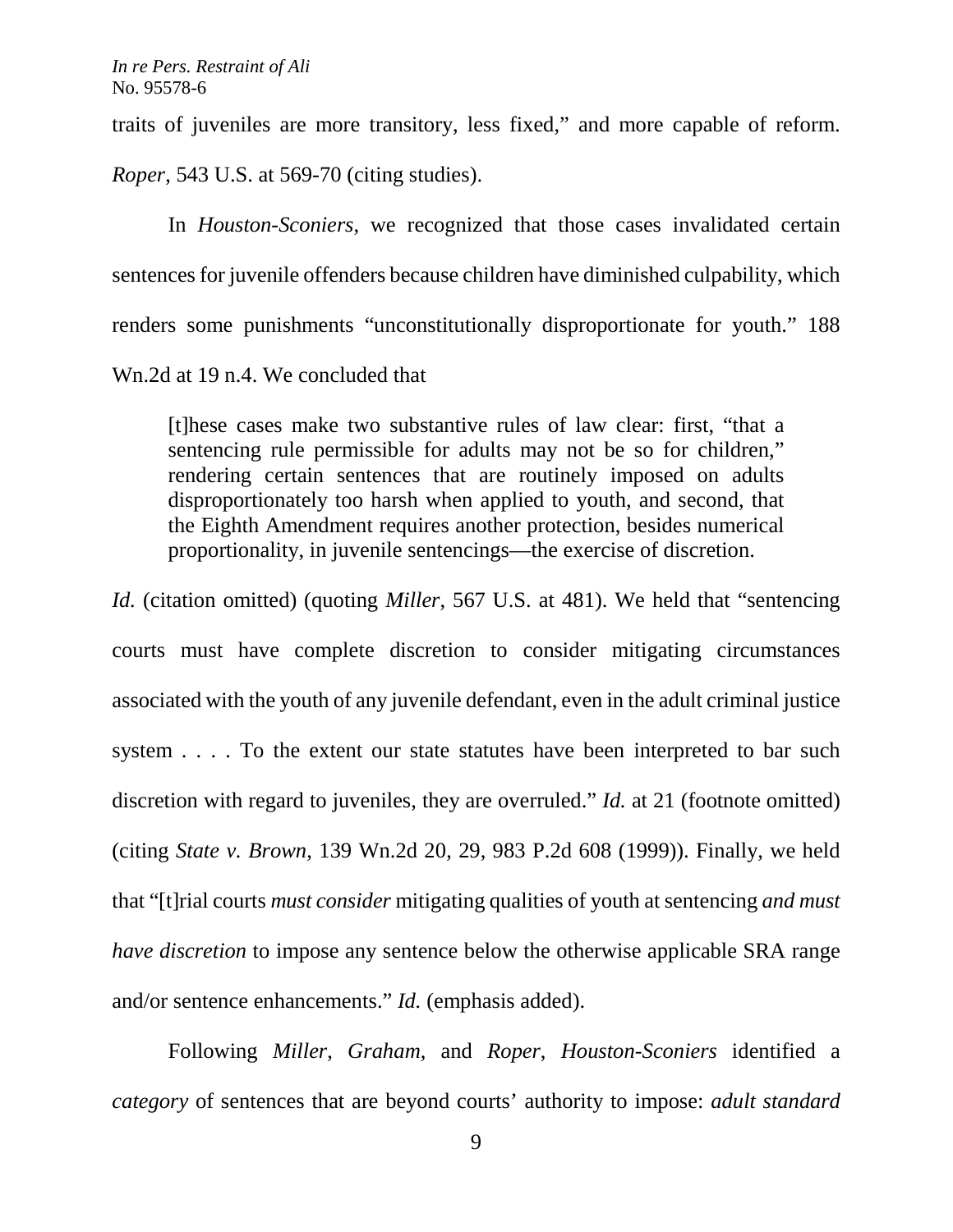traits of juveniles are more transitory, less fixed," and more capable of reform. *Roper*, 543 U.S. at 569-70 (citing studies).

In *Houston-Sconiers*, we recognized that those cases invalidated certain sentences for juvenile offenders because children have diminished culpability, which renders some punishments "unconstitutionally disproportionate for youth." 188 Wn.2d at 19 n.4. We concluded that

> [t]hese cases make two substantive rules of law clear: first, "that a sentencing rule permissible for adults may not be so for children," rendering certain sentences that are routinely imposed on adults disproportionately too harsh when applied to youth, and second, that the Eighth Amendment requires another protection, besides numerical proportionality, in juvenile sentencings—the exercise of discretion.

*Id.* (citation omitted) (quoting *Miller*, 567 U.S. at 481). We held that "sentencing courts must have complete discretion to consider mitigating circumstances associated with the youth of any juvenile defendant, even in the adult criminal justice system . . . . To the extent our state statutes have been interpreted to bar such discretion with regard to juveniles, they are overruled." *Id.* at 21 (footnote omitted) (citing *State v. Brown*, 139 Wn.2d 20, 29, 983 P.2d 608 (1999)). Finally, we held that "[t]rial courts *must consider* mitigating qualities of youth at sentencing *and must have discretion* to impose any sentence below the otherwise applicable SRA range and/or sentence enhancements." *Id.* (emphasis added).

Following *Miller*, *Graham*, and *Roper*, *Houston-Sconiers* identified a *category* of sentences that are beyond courts' authority to impose: *adult standard*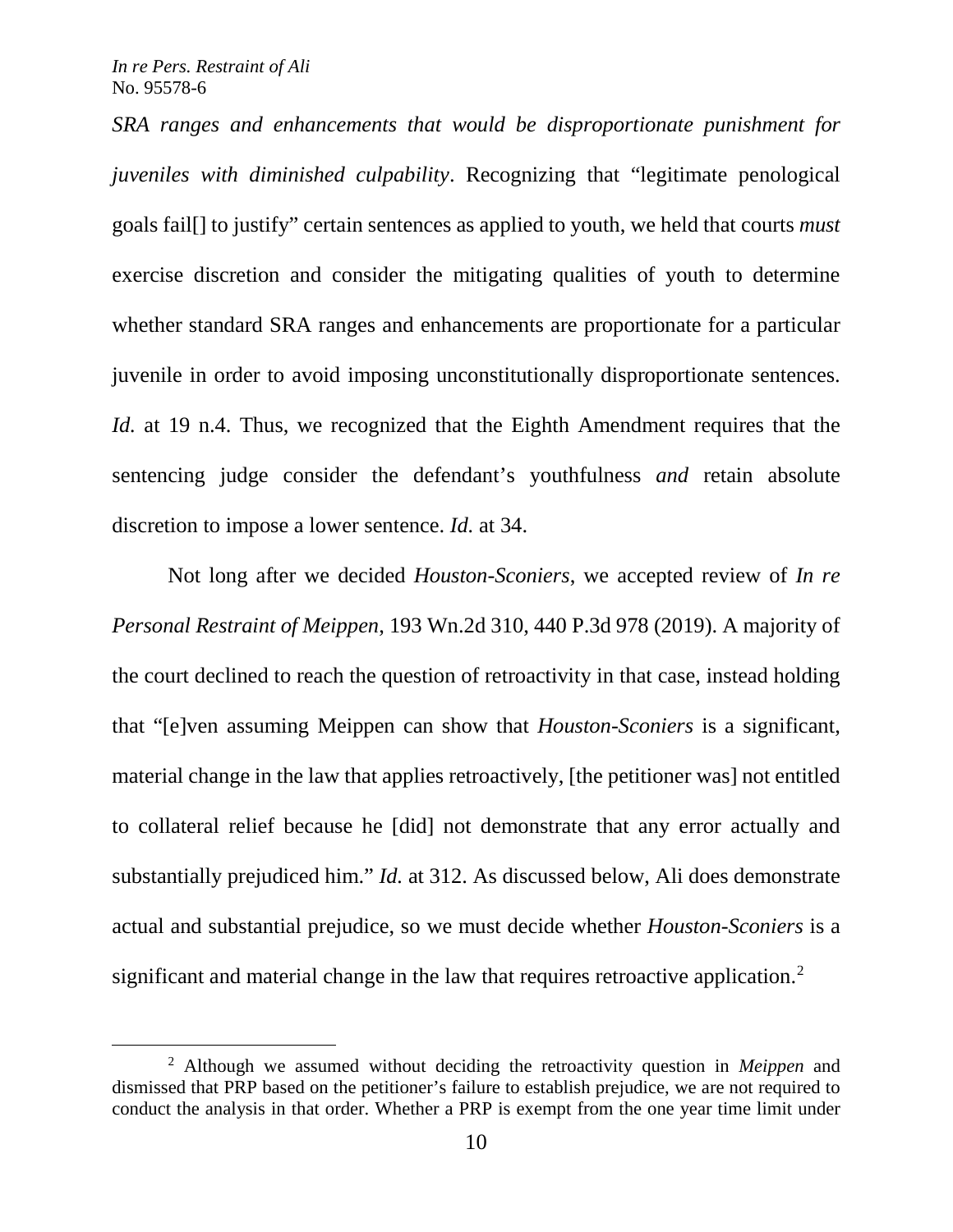*SRA ranges and enhancements that would be disproportionate punishment for juveniles with diminished culpability*. Recognizing that "legitimate penological goals fail[] to justify" certain sentences as applied to youth, we held that courts *must* exercise discretion and consider the mitigating qualities of youth to determine whether standard SRA ranges and enhancements are proportionate for a particular juvenile in order to avoid imposing unconstitutionally disproportionate sentences. *Id.* at 19 n.4. Thus, we recognized that the Eighth Amendment requires that the sentencing judge consider the defendant's youthfulness *and* retain absolute discretion to impose a lower sentence. *Id.* at 34.

Not long after we decided *Houston-Sconiers*, we accepted review of *In re Personal Restraint of Meippen*, 193 Wn.2d 310, 440 P.3d 978 (2019). A majority of the court declined to reach the question of retroactivity in that case, instead holding that "[e]ven assuming Meippen can show that *Houston-Sconiers* is a significant, material change in the law that applies retroactively, [the petitioner was] not entitled to collateral relief because he [did] not demonstrate that any error actually and substantially prejudiced him." *Id.* at 312. As discussed below, Ali does demonstrate actual and substantial prejudice, so we must decide whether *Houston-Sconiers* is a significant and material change in the law that requires retroactive application.[2]

[2] Although we assumed without deciding the retroactivity question in *Meippen* and dismissed that PRP based on the petitioner's failure to establish prejudice, we are not required to conduct the analysis in that order. Whether a PRP is exempt from the one year time limit under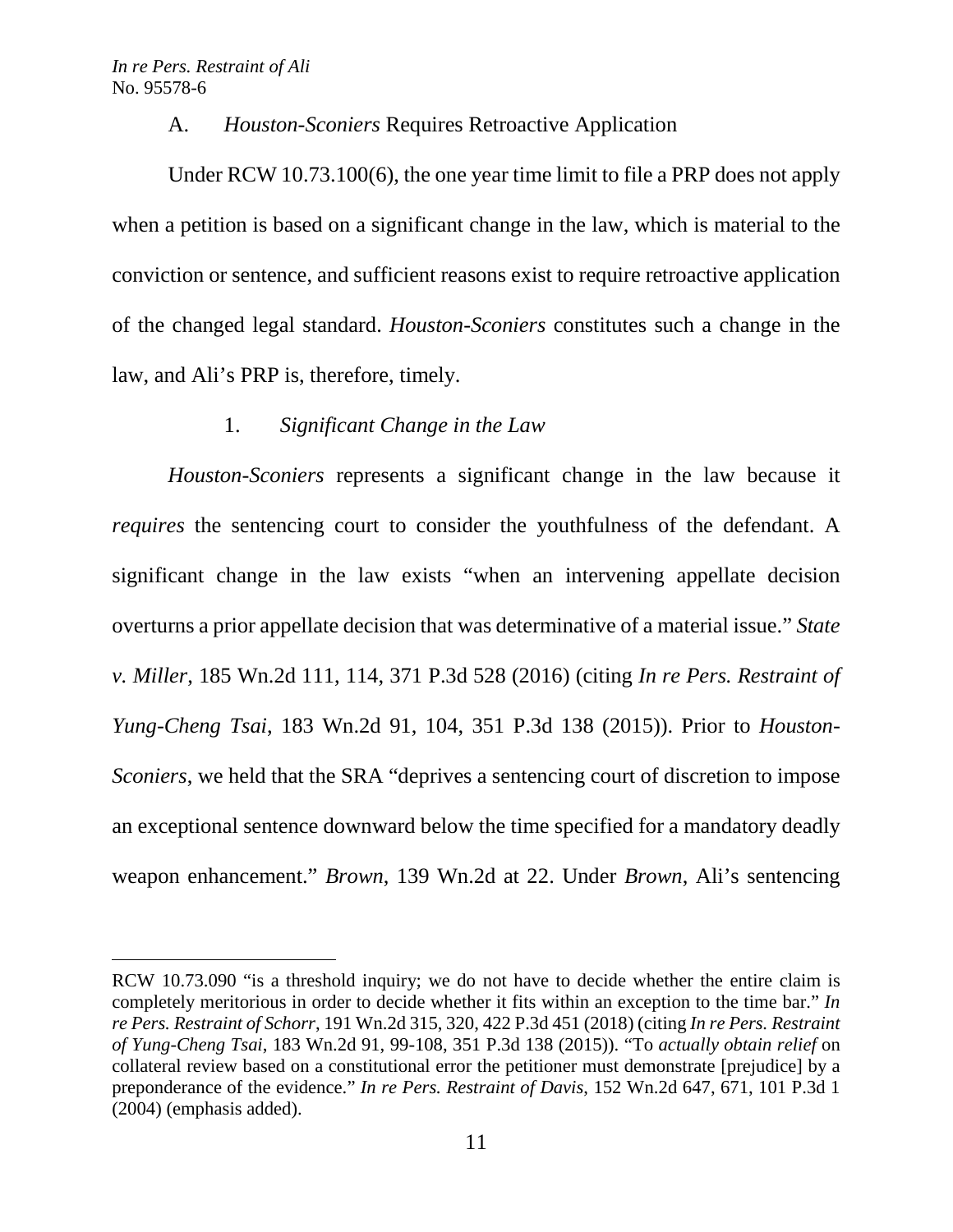### A. *Houston-Sconiers* Requires Retroactive Application

Under RCW 10.73.100(6), the one year time limit to file a PRP does not apply when a petition is based on a significant change in the law, which is material to the conviction or sentence, and sufficient reasons exist to require retroactive application of the changed legal standard. *Houston-Sconiers* constitutes such a change in the law, and Ali's PRP is, therefore, timely.

#### 1. *Significant Change in the Law*

*Houston-Sconiers* represents a significant change in the law because it *requires* the sentencing court to consider the youthfulness of the defendant. A significant change in the law exists "when an intervening appellate decision overturns a prior appellate decision that was determinative of a material issue." *State v. Miller*, 185 Wn.2d 111, 114, 371 P.3d 528 (2016) (citing *In re Pers. Restraint of Yung-Cheng Tsai*, 183 Wn.2d 91, 104, 351 P.3d 138 (2015)). Prior to *Houston-Sconiers*, we held that the SRA "deprives a sentencing court of discretion to impose an exceptional sentence downward below the time specified for a mandatory deadly weapon enhancement." *Brown*, 139 Wn.2d at 22. Under *Brown*, Ali's sentencing

---

RCW 10.73.090 "is a threshold inquiry; we do not have to decide whether the entire claim is completely meritorious in order to decide whether it fits within an exception to the time bar." *In re Pers. Restraint of Schorr*, 191 Wn.2d 315, 320, 422 P.3d 451 (2018) (citing *In re Pers. Restraint of Yung-Cheng Tsai*, 183 Wn.2d 91, 99-108, 351 P.3d 138 (2015)). "To *actually obtain relief* on collateral review based on a constitutional error the petitioner must demonstrate [prejudice] by a preponderance of the evidence." *In re Pers. Restraint of Davis*, 152 Wn.2d 647, 671, 101 P.3d 1 (2004) (emphasis added).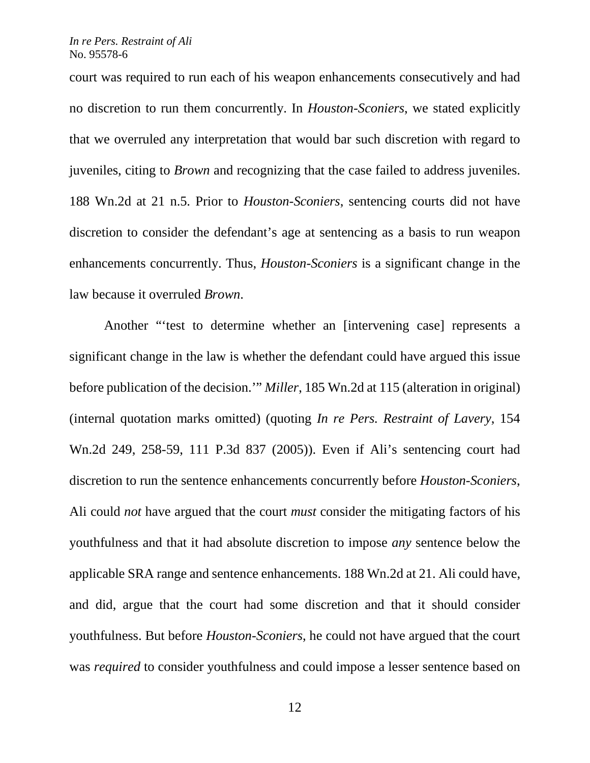court was required to run each of his weapon enhancements consecutively and had no discretion to run them concurrently. In *Houston-Sconiers*, we stated explicitly that we overruled any interpretation that would bar such discretion with regard to juveniles, citing to *Brown* and recognizing that the case failed to address juveniles. 188 Wn.2d at 21 n.5. Prior to *Houston-Sconiers*, sentencing courts did not have discretion to consider the defendant's age at sentencing as a basis to run weapon enhancements concurrently. Thus, *Houston-Sconiers* is a significant change in the law because it overruled *Brown*.

Another "'test to determine whether an [intervening case] represents a significant change in the law is whether the defendant could have argued this issue before publication of the decision.'" *Miller*, 185 Wn.2d at 115 (alteration in original) (internal quotation marks omitted) (quoting *In re Pers. Restraint of Lavery*, 154 Wn.2d 249, 258-59, 111 P.3d 837 (2005)). Even if Ali's sentencing court had discretion to run the sentence enhancements concurrently before *Houston-Sconiers*, Ali could *not* have argued that the court *must* consider the mitigating factors of his youthfulness and that it had absolute discretion to impose *any* sentence below the applicable SRA range and sentence enhancements. 188 Wn.2d at 21. Ali could have, and did, argue that the court had some discretion and that it should consider youthfulness. But before *Houston-Sconiers*, he could not have argued that the court was *required* to consider youthfulness and could impose a lesser sentence based on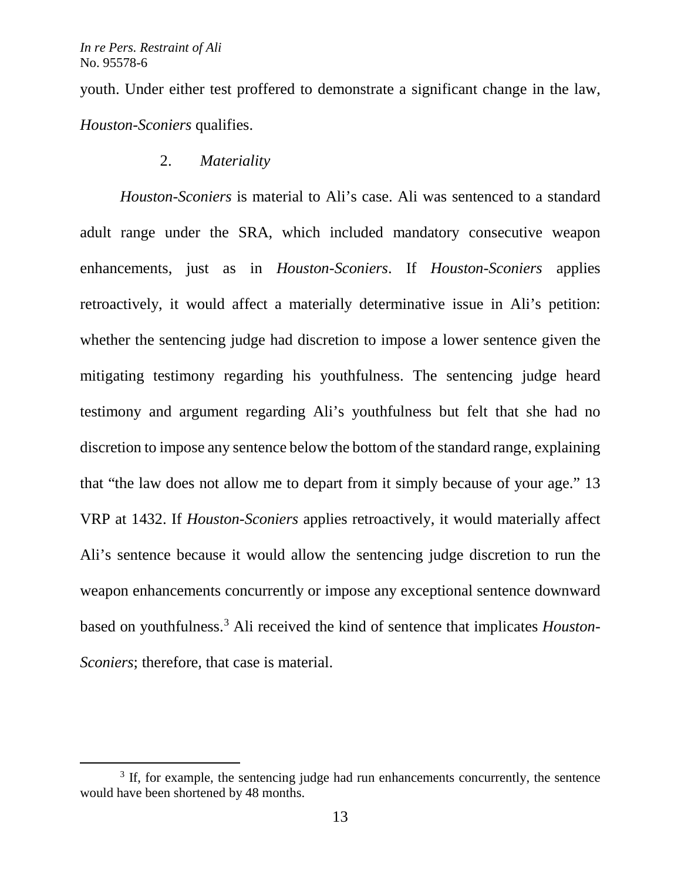youth. Under either test proffered to demonstrate a significant change in the law, *Houston-Sconiers* qualifies.

### 2. *Materiality*

*Houston-Sconiers* is material to Ali's case. Ali was sentenced to a standard adult range under the SRA, which included mandatory consecutive weapon enhancements, just as in *Houston-Sconiers*. If *Houston-Sconiers* applies retroactively, it would affect a materially determinative issue in Ali's petition: whether the sentencing judge had discretion to impose a lower sentence given the mitigating testimony regarding his youthfulness. The sentencing judge heard testimony and argument regarding Ali's youthfulness but felt that she had no discretion to impose any sentence below the bottom of the standard range, explaining that "the law does not allow me to depart from it simply because of your age." 13 VRP at 1432. If *Houston-Sconiers* applies retroactively, it would materially affect Ali's sentence because it would allow the sentencing judge discretion to run the weapon enhancements concurrently or impose any exceptional sentence downward based on youthfulness.[3] Ali received the kind of sentence that implicates *Houston-Sconiers*; therefore, that case is material.

---

[3] If, for example, the sentencing judge had run enhancements concurrently, the sentence would have been shortened by 48 months.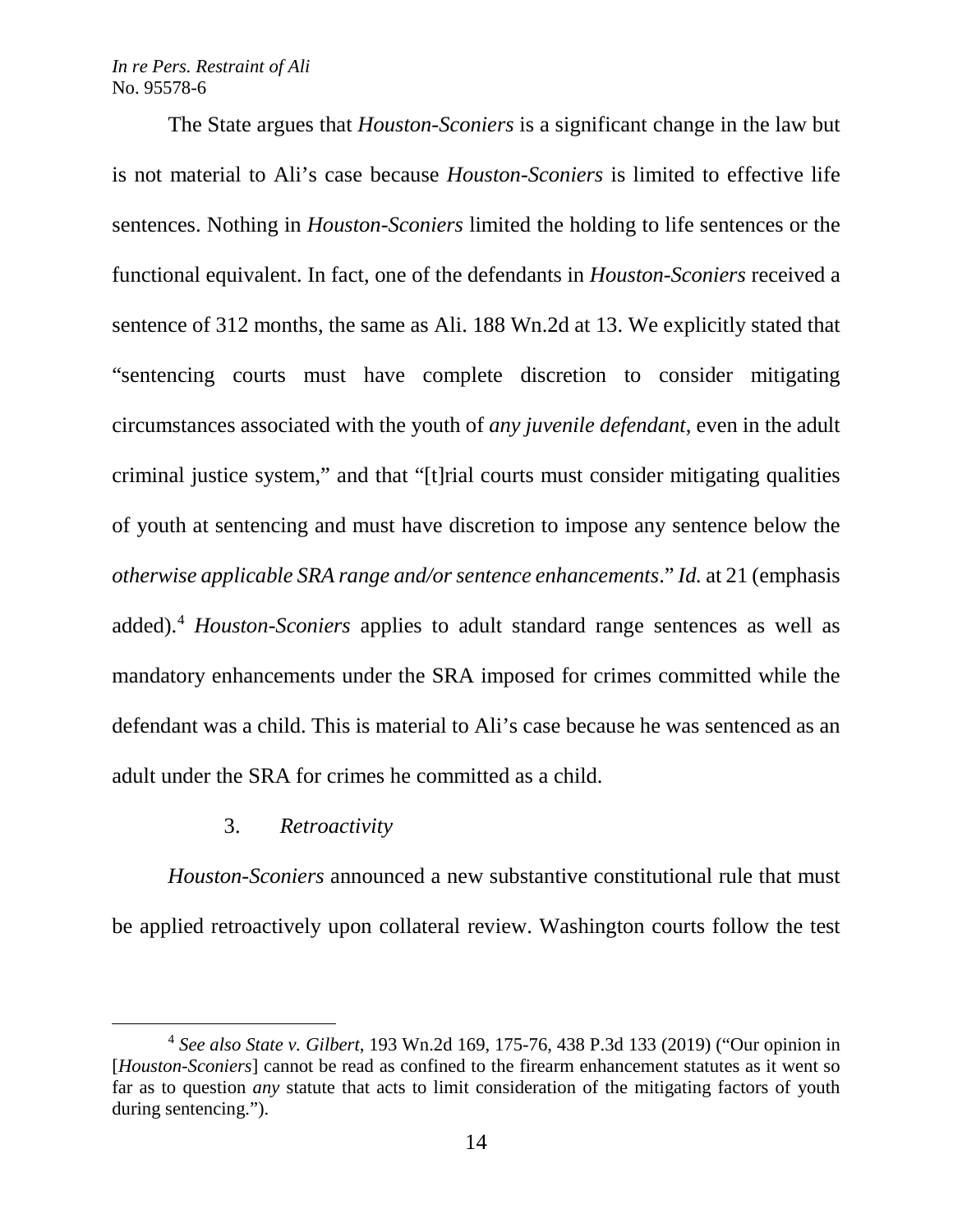The State argues that *Houston-Sconiers* is a significant change in the law but is not material to Ali's case because *Houston-Sconiers* is limited to effective life sentences. Nothing in *Houston-Sconiers* limited the holding to life sentences or the functional equivalent. In fact, one of the defendants in *Houston-Sconiers* received a sentence of 312 months, the same as Ali. 188 Wn.2d at 13. We explicitly stated that "sentencing courts must have complete discretion to consider mitigating circumstances associated with the youth of *any juvenile defendant*, even in the adult criminal justice system," and that "[t]rial courts must consider mitigating qualities of youth at sentencing and must have discretion to impose any sentence below the *otherwise applicable SRA range and/or sentence enhancements*." *Id.* at 21 (emphasis added).[4] *Houston-Sconiers* applies to adult standard range sentences as well as mandatory enhancements under the SRA imposed for crimes committed while the defendant was a child. This is material to Ali's case because he was sentenced as an adult under the SRA for crimes he committed as a child.

### 3. *Retroactivity*

*Houston-Sconiers* announced a new substantive constitutional rule that must be applied retroactively upon collateral review. Washington courts follow the test

---

[4] *See also State v. Gilbert*, 193 Wn.2d 169, 175-76, 438 P.3d 133 (2019) ("Our opinion in [*Houston-Sconiers*] cannot be read as confined to the firearm enhancement statutes as it went so far as to question *any* statute that acts to limit consideration of the mitigating factors of youth during sentencing.").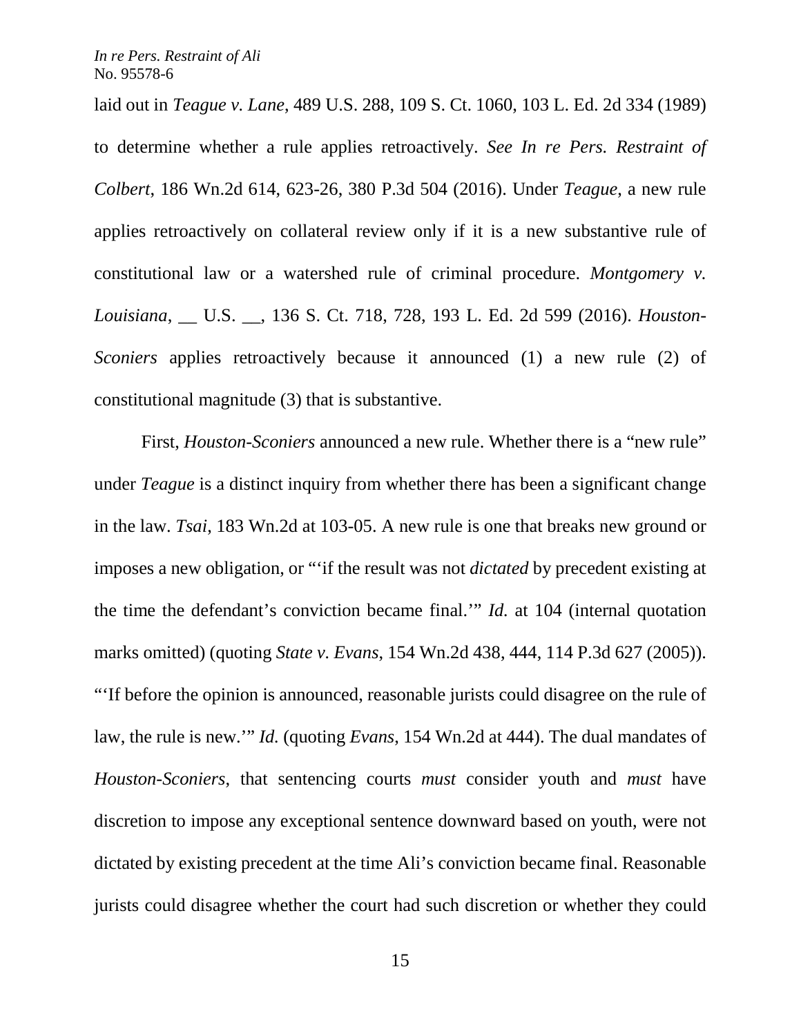laid out in *Teague v. Lane*, 489 U.S. 288, 109 S. Ct. 1060, 103 L. Ed. 2d 334 (1989) to determine whether a rule applies retroactively. *See In re Pers. Restraint of Colbert*, 186 Wn.2d 614, 623-26, 380 P.3d 504 (2016). Under *Teague*, a new rule applies retroactively on collateral review only if it is a new substantive rule of constitutional law or a watershed rule of criminal procedure. *Montgomery v. Louisiana*, __ U.S. __, 136 S. Ct. 718, 728, 193 L. Ed. 2d 599 (2016). *Houston-Sconiers* applies retroactively because it announced (1) a new rule (2) of constitutional magnitude (3) that is substantive.

First, *Houston-Sconiers* announced a new rule. Whether there is a "new rule" under *Teague* is a distinct inquiry from whether there has been a significant change in the law. *Tsai*, 183 Wn.2d at 103-05. A new rule is one that breaks new ground or imposes a new obligation, or "'if the result was not *dictated* by precedent existing at the time the defendant's conviction became final.'" *Id.* at 104 (internal quotation marks omitted) (quoting *State v. Evans*, 154 Wn.2d 438, 444, 114 P.3d 627 (2005)). "'If before the opinion is announced, reasonable jurists could disagree on the rule of law, the rule is new.'" *Id.* (quoting *Evans*, 154 Wn.2d at 444). The dual mandates of *Houston-Sconiers*, that sentencing courts *must* consider youth and *must* have discretion to impose any exceptional sentence downward based on youth, were not dictated by existing precedent at the time Ali's conviction became final. Reasonable jurists could disagree whether the court had such discretion or whether they could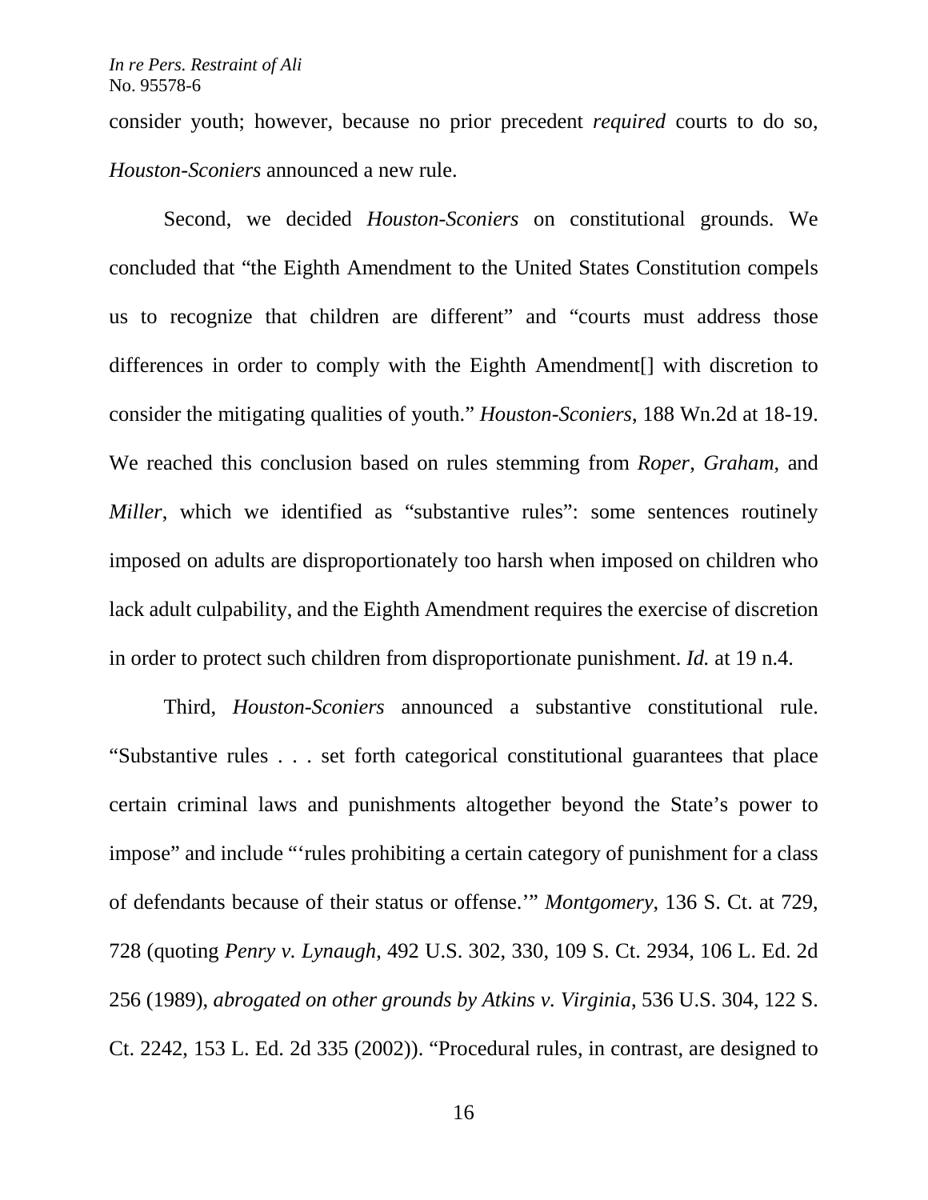consider youth; however, because no prior precedent *required* courts to do so, *Houston-Sconiers* announced a new rule.

Second, we decided *Houston-Sconiers* on constitutional grounds. We concluded that "the Eighth Amendment to the United States Constitution compels us to recognize that children are different" and "courts must address those differences in order to comply with the Eighth Amendment[] with discretion to consider the mitigating qualities of youth." *Houston-Sconiers*, 188 Wn.2d at 18-19. We reached this conclusion based on rules stemming from *Roper*, *Graham*, and *Miller*, which we identified as "substantive rules": some sentences routinely imposed on adults are disproportionately too harsh when imposed on children who lack adult culpability, and the Eighth Amendment requires the exercise of discretion in order to protect such children from disproportionate punishment. *Id.* at 19 n.4.

Third, *Houston-Sconiers* announced a substantive constitutional rule. "Substantive rules . . . set forth categorical constitutional guarantees that place certain criminal laws and punishments altogether beyond the State's power to impose" and include "'rules prohibiting a certain category of punishment for a class of defendants because of their status or offense.'" *Montgomery*, 136 S. Ct. at 729, 728 (quoting *Penry v. Lynaugh*, 492 U.S. 302, 330, 109 S. Ct. 2934, 106 L. Ed. 2d 256 (1989), *abrogated on other grounds by Atkins v. Virginia*, 536 U.S. 304, 122 S. Ct. 2242, 153 L. Ed. 2d 335 (2002)). "Procedural rules, in contrast, are designed to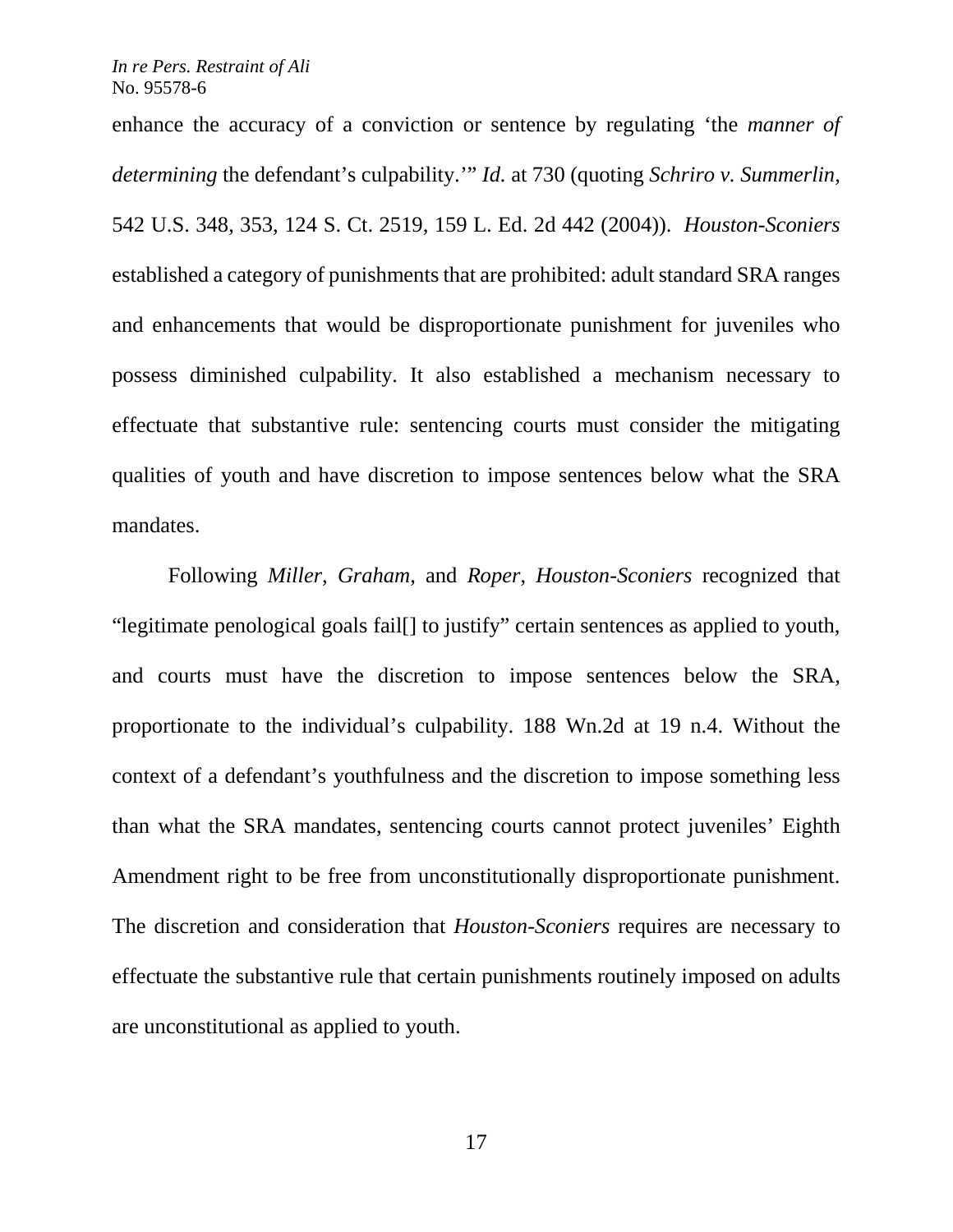enhance the accuracy of a conviction or sentence by regulating 'the *manner of determining* the defendant's culpability.'" *Id.* at 730 (quoting *Schriro v. Summerlin*, 542 U.S. 348, 353, 124 S. Ct. 2519, 159 L. Ed. 2d 442 (2004)). *Houston-Sconiers* established a category of punishments that are prohibited: adult standard SRA ranges and enhancements that would be disproportionate punishment for juveniles who possess diminished culpability. It also established a mechanism necessary to effectuate that substantive rule: sentencing courts must consider the mitigating qualities of youth and have discretion to impose sentences below what the SRA mandates.

Following *Miller*, *Graham*, and *Roper*, *Houston-Sconiers* recognized that "legitimate penological goals fail[] to justify" certain sentences as applied to youth, and courts must have the discretion to impose sentences below the SRA, proportionate to the individual's culpability. 188 Wn.2d at 19 n.4. Without the context of a defendant's youthfulness and the discretion to impose something less than what the SRA mandates, sentencing courts cannot protect juveniles' Eighth Amendment right to be free from unconstitutionally disproportionate punishment. The discretion and consideration that *Houston-Sconiers* requires are necessary to effectuate the substantive rule that certain punishments routinely imposed on adults are unconstitutional as applied to youth.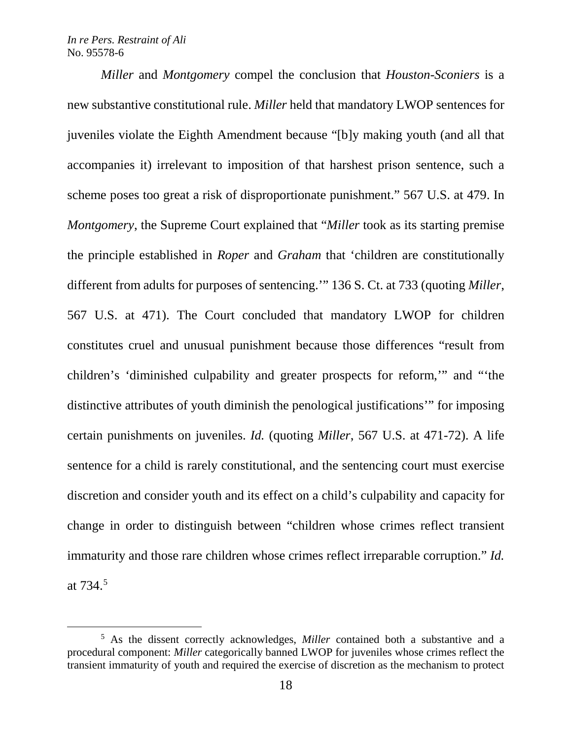*Miller* and *Montgomery* compel the conclusion that *Houston-Sconiers* is a new substantive constitutional rule. *Miller* held that mandatory LWOP sentences for juveniles violate the Eighth Amendment because "[b]y making youth (and all that accompanies it) irrelevant to imposition of that harshest prison sentence, such a scheme poses too great a risk of disproportionate punishment." 567 U.S. at 479. In *Montgomery*, the Supreme Court explained that "*Miller* took as its starting premise the principle established in *Roper* and *Graham* that 'children are constitutionally different from adults for purposes of sentencing.'" 136 S. Ct. at 733 (quoting *Miller*, 567 U.S. at 471). The Court concluded that mandatory LWOP for children constitutes cruel and unusual punishment because those differences "result from children's 'diminished culpability and greater prospects for reform,'" and "'the distinctive attributes of youth diminish the penological justifications'" for imposing certain punishments on juveniles. *Id.* (quoting *Miller*, 567 U.S. at 471-72). A life sentence for a child is rarely constitutional, and the sentencing court must exercise discretion and consider youth and its effect on a child's culpability and capacity for change in order to distinguish between "children whose crimes reflect transient immaturity and those rare children whose crimes reflect irreparable corruption." *Id.* at 734.[5]

[5] As the dissent correctly acknowledges, *Miller* contained both a substantive and a procedural component: *Miller* categorically banned LWOP for juveniles whose crimes reflect the transient immaturity of youth and required the exercise of discretion as the mechanism to protect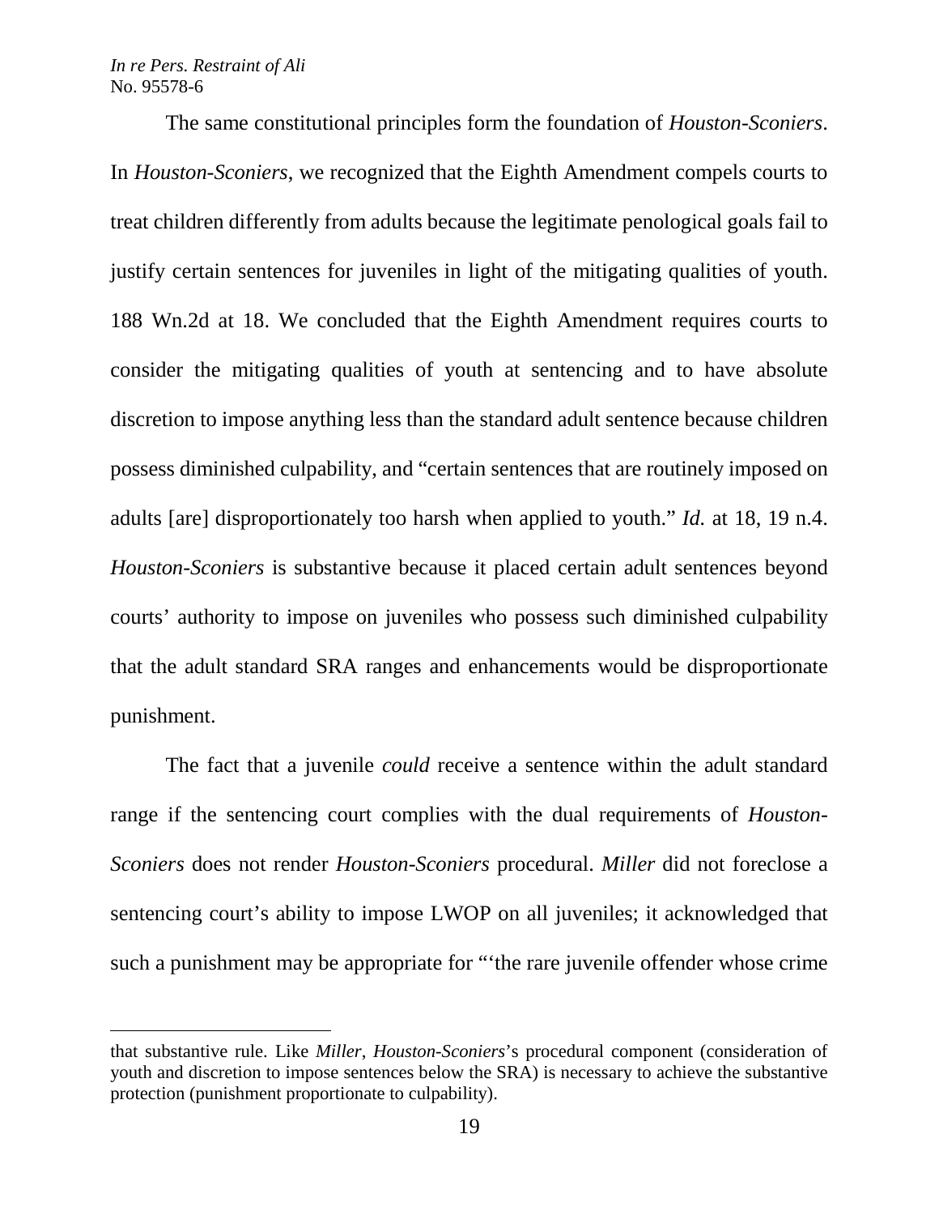The same constitutional principles form the foundation of *Houston-Sconiers*. In *Houston-Sconiers*, we recognized that the Eighth Amendment compels courts to treat children differently from adults because the legitimate penological goals fail to justify certain sentences for juveniles in light of the mitigating qualities of youth. 188 Wn.2d at 18. We concluded that the Eighth Amendment requires courts to consider the mitigating qualities of youth at sentencing and to have absolute discretion to impose anything less than the standard adult sentence because children possess diminished culpability, and "certain sentences that are routinely imposed on adults [are] disproportionately too harsh when applied to youth." *Id.* at 18, 19 n.4. *Houston-Sconiers* is substantive because it placed certain adult sentences beyond courts' authority to impose on juveniles who possess such diminished culpability that the adult standard SRA ranges and enhancements would be disproportionate punishment.

The fact that a juvenile *could* receive a sentence within the adult standard range if the sentencing court complies with the dual requirements of *Houston-Sconiers* does not render *Houston-Sconiers* procedural. *Miller* did not foreclose a sentencing court's ability to impose LWOP on all juveniles; it acknowledged that such a punishment may be appropriate for "'the rare juvenile offender whose crime

---

that substantive rule. Like *Miller*, *Houston-Sconiers*'s procedural component (consideration of youth and discretion to impose sentences below the SRA) is necessary to achieve the substantive protection (punishment proportionate to culpability).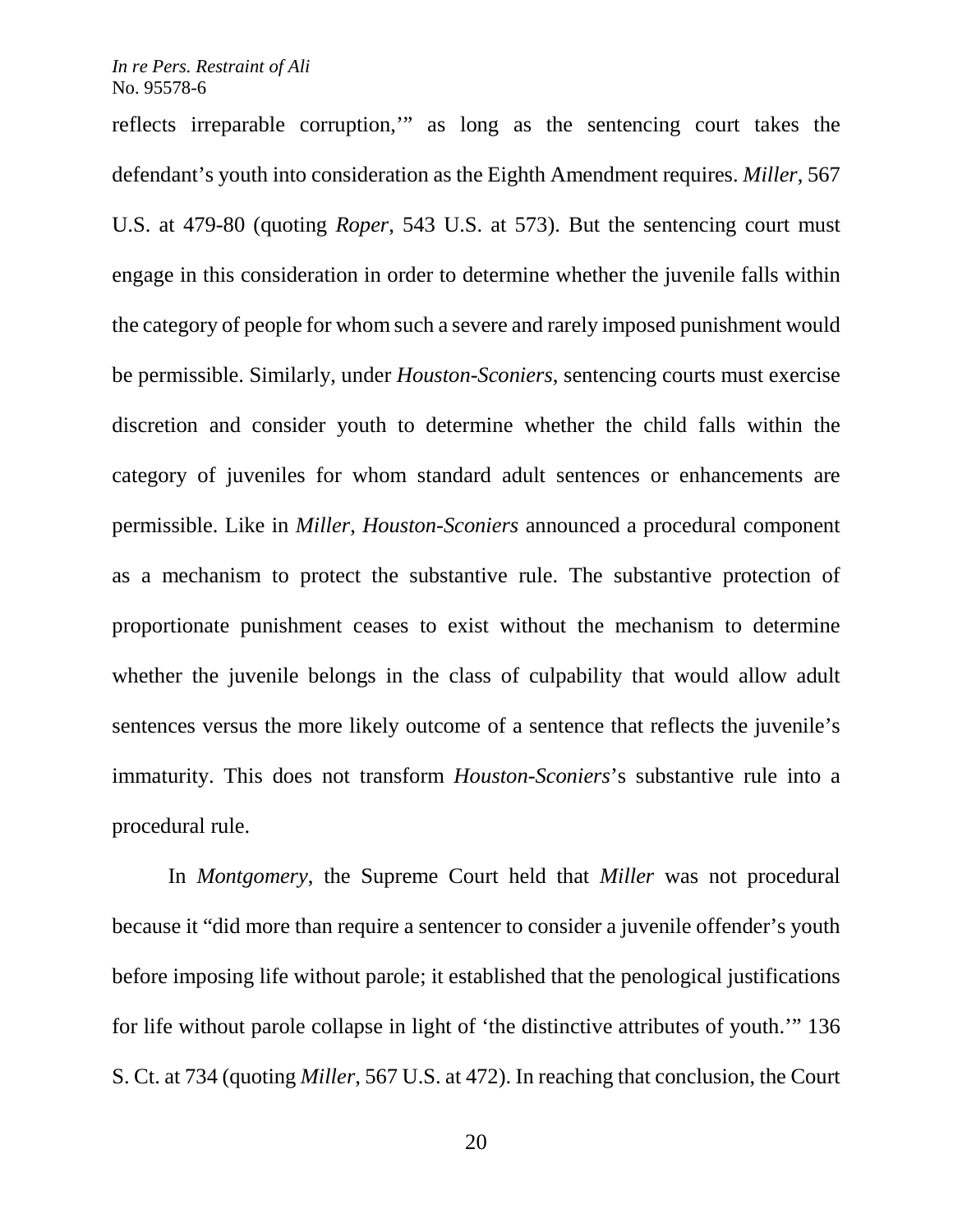reflects irreparable corruption,'" as long as the sentencing court takes the defendant's youth into consideration as the Eighth Amendment requires. *Miller*, 567 U.S. at 479-80 (quoting *Roper*, 543 U.S. at 573). But the sentencing court must engage in this consideration in order to determine whether the juvenile falls within the category of people for whom such a severe and rarely imposed punishment would be permissible. Similarly, under *Houston-Sconiers*, sentencing courts must exercise discretion and consider youth to determine whether the child falls within the category of juveniles for whom standard adult sentences or enhancements are permissible. Like in *Miller, Houston-Sconiers* announced a procedural component as a mechanism to protect the substantive rule. The substantive protection of proportionate punishment ceases to exist without the mechanism to determine whether the juvenile belongs in the class of culpability that would allow adult sentences versus the more likely outcome of a sentence that reflects the juvenile's immaturity. This does not transform *Houston-Sconiers*'s substantive rule into a procedural rule.

In *Montgomery*, the Supreme Court held that *Miller* was not procedural because it "did more than require a sentencer to consider a juvenile offender's youth before imposing life without parole; it established that the penological justifications for life without parole collapse in light of 'the distinctive attributes of youth.'" 136 S. Ct. at 734 (quoting *Miller*, 567 U.S. at 472). In reaching that conclusion, the Court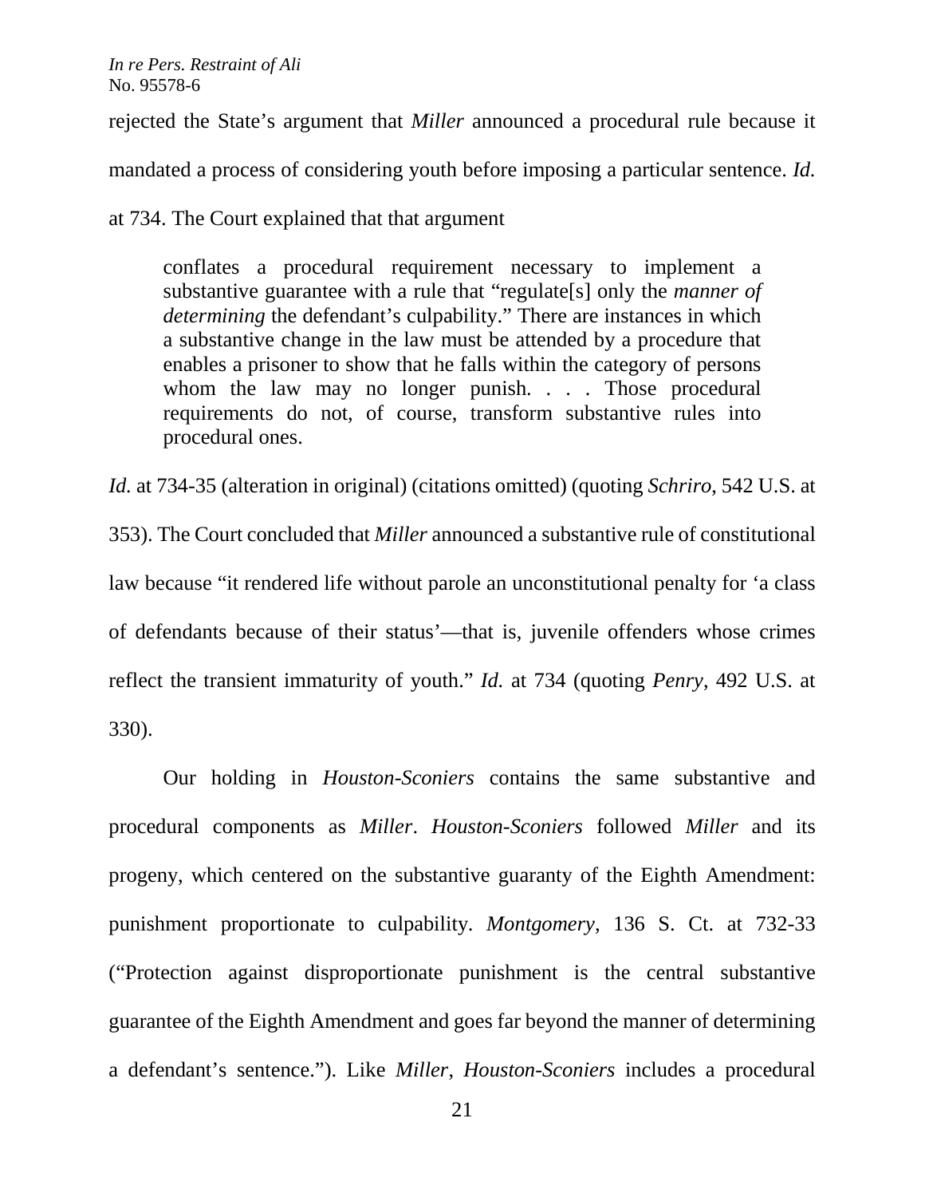rejected the State's argument that *Miller* announced a procedural rule because it mandated a process of considering youth before imposing a particular sentence. *Id.* at 734. The Court explained that that argument

> conflates a procedural requirement necessary to implement a substantive guarantee with a rule that "regulate[s] only the *manner of determining* the defendant's culpability." There are instances in which a substantive change in the law must be attended by a procedure that enables a prisoner to show that he falls within the category of persons whom the law may no longer punish. . . . Those procedural requirements do not, of course, transform substantive rules into procedural ones.

*Id.* at 734-35 (alteration in original) (citations omitted) (quoting *Schriro*, 542 U.S. at 353). The Court concluded that *Miller* announced a substantive rule of constitutional law because "it rendered life without parole an unconstitutional penalty for 'a class of defendants because of their status'—that is, juvenile offenders whose crimes reflect the transient immaturity of youth." *Id.* at 734 (quoting *Penry*, 492 U.S. at 330).

Our holding in *Houston-Sconiers* contains the same substantive and procedural components as *Miller*. *Houston-Sconiers* followed *Miller* and its progeny, which centered on the substantive guaranty of the Eighth Amendment: punishment proportionate to culpability. *Montgomery*, 136 S. Ct. at 732-33 ("Protection against disproportionate punishment is the central substantive guarantee of the Eighth Amendment and goes far beyond the manner of determining a defendant's sentence."). Like *Miller*, *Houston-Sconiers* includes a procedural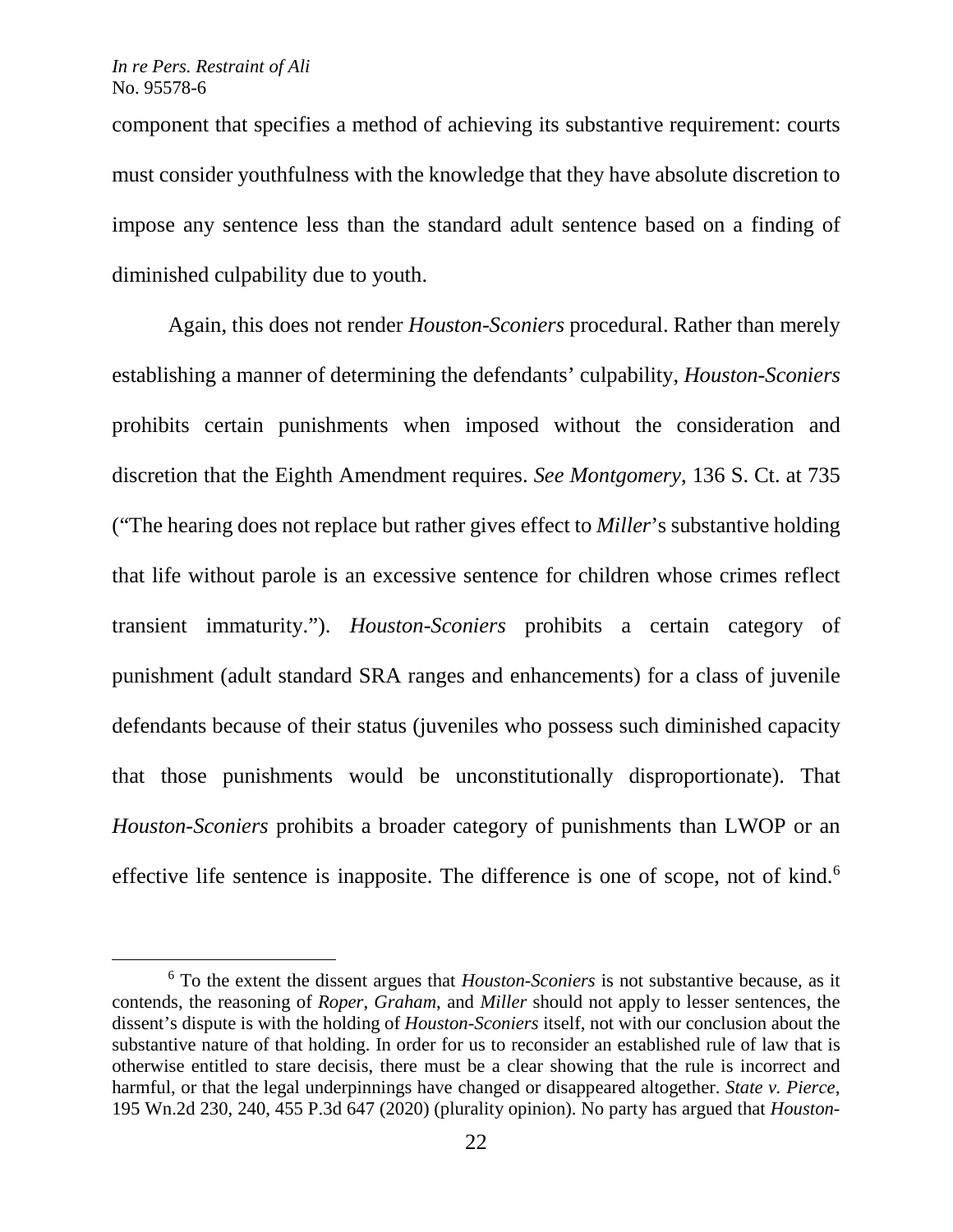component that specifies a method of achieving its substantive requirement: courts must consider youthfulness with the knowledge that they have absolute discretion to impose any sentence less than the standard adult sentence based on a finding of diminished culpability due to youth.

Again, this does not render *Houston-Sconiers* procedural. Rather than merely establishing a manner of determining the defendants' culpability, *Houston-Sconiers* prohibits certain punishments when imposed without the consideration and discretion that the Eighth Amendment requires. *See Montgomery*, 136 S. Ct. at 735 ("The hearing does not replace but rather gives effect to *Miller*'s substantive holding that life without parole is an excessive sentence for children whose crimes reflect transient immaturity."). *Houston-Sconiers* prohibits a certain category of punishment (adult standard SRA ranges and enhancements) for a class of juvenile defendants because of their status (juveniles who possess such diminished capacity that those punishments would be unconstitutionally disproportionate). That *Houston-Sconiers* prohibits a broader category of punishments than LWOP or an effective life sentence is inapposite. The difference is one of scope, not of kind.[6]

[6] To the extent the dissent argues that *Houston-Sconiers* is not substantive because, as it contends, the reasoning of *Roper*, *Graham*, and *Miller* should not apply to lesser sentences, the dissent's dispute is with the holding of *Houston-Sconiers* itself, not with our conclusion about the substantive nature of that holding. In order for us to reconsider an established rule of law that is otherwise entitled to stare decisis, there must be a clear showing that the rule is incorrect and harmful, or that the legal underpinnings have changed or disappeared altogether. *State v. Pierce*, 195 Wn.2d 230, 240, 455 P.3d 647 (2020) (plurality opinion). No party has argued that *Houston-*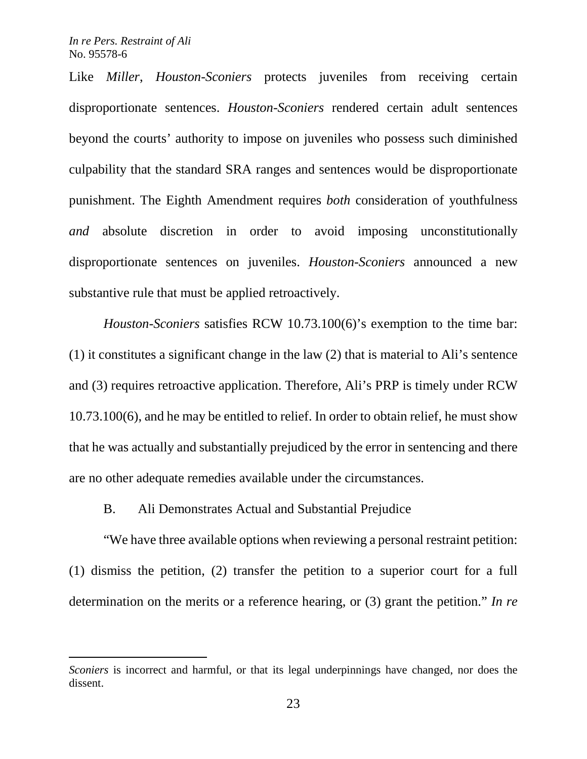Like *Miller*, *Houston-Sconiers* protects juveniles from receiving certain disproportionate sentences. *Houston-Sconiers* rendered certain adult sentences beyond the courts' authority to impose on juveniles who possess such diminished culpability that the standard SRA ranges and sentences would be disproportionate punishment. The Eighth Amendment requires *both* consideration of youthfulness *and* absolute discretion in order to avoid imposing unconstitutionally disproportionate sentences on juveniles. *Houston-Sconiers* announced a new substantive rule that must be applied retroactively.

*Houston-Sconiers* satisfies RCW 10.73.100(6)'s exemption to the time bar: (1) it constitutes a significant change in the law (2) that is material to Ali's sentence and (3) requires retroactive application. Therefore, Ali's PRP is timely under RCW 10.73.100(6), and he may be entitled to relief. In order to obtain relief, he must show that he was actually and substantially prejudiced by the error in sentencing and there are no other adequate remedies available under the circumstances.

B. Ali Demonstrates Actual and Substantial Prejudice

"We have three available options when reviewing a personal restraint petition: (1) dismiss the petition, (2) transfer the petition to a superior court for a full determination on the merits or a reference hearing, or (3) grant the petition." *In re*

---

*Sconiers* is incorrect and harmful, or that its legal underpinnings have changed, nor does the dissent.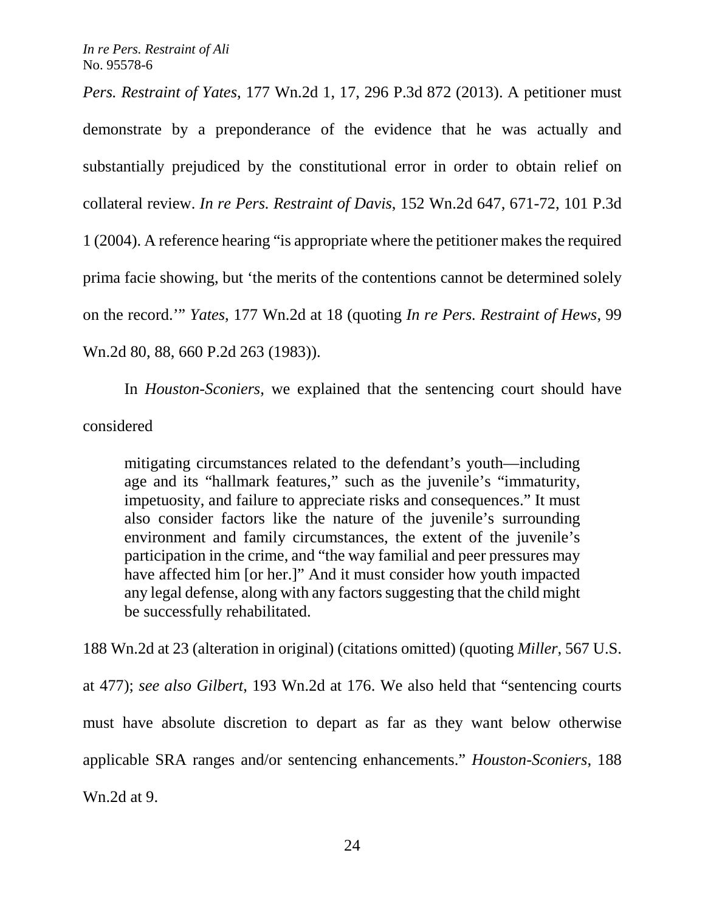*Pers. Restraint of Yates*, 177 Wn.2d 1, 17, 296 P.3d 872 (2013). A petitioner must demonstrate by a preponderance of the evidence that he was actually and substantially prejudiced by the constitutional error in order to obtain relief on collateral review. *In re Pers. Restraint of Davis*, 152 Wn.2d 647, 671-72, 101 P.3d 1 (2004). A reference hearing "is appropriate where the petitioner makes the required prima facie showing, but 'the merits of the contentions cannot be determined solely on the record.'" *Yates*, 177 Wn.2d at 18 (quoting *In re Pers. Restraint of Hews*, 99 Wn.2d 80, 88, 660 P.2d 263 (1983)).

In *Houston-Sconiers*, we explained that the sentencing court should have considered

> mitigating circumstances related to the defendant's youth—including age and its "hallmark features," such as the juvenile's "immaturity, impetuosity, and failure to appreciate risks and consequences." It must also consider factors like the nature of the juvenile's surrounding environment and family circumstances, the extent of the juvenile's participation in the crime, and "the way familial and peer pressures may have affected him [or her.]" And it must consider how youth impacted any legal defense, along with any factors suggesting that the child might be successfully rehabilitated.

188 Wn.2d at 23 (alteration in original) (citations omitted) (quoting *Miller*, 567 U.S. at 477); *see also Gilbert*, 193 Wn.2d at 176. We also held that "sentencing courts must have absolute discretion to depart as far as they want below otherwise applicable SRA ranges and/or sentencing enhancements." *Houston-Sconiers*, 188 Wn.2d at 9.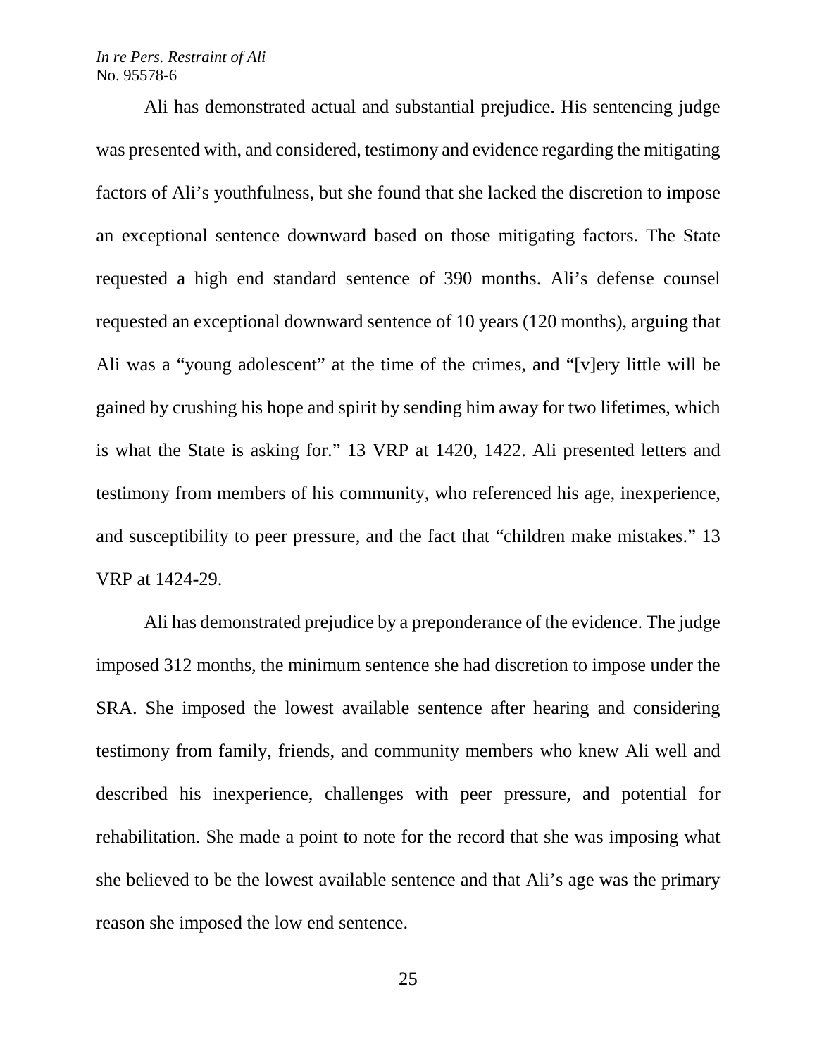Ali has demonstrated actual and substantial prejudice. His sentencing judge was presented with, and considered, testimony and evidence regarding the mitigating factors of Ali's youthfulness, but she found that she lacked the discretion to impose an exceptional sentence downward based on those mitigating factors. The State requested a high end standard sentence of 390 months. Ali's defense counsel requested an exceptional downward sentence of 10 years (120 months), arguing that Ali was a "young adolescent" at the time of the crimes, and "[v]ery little will be gained by crushing his hope and spirit by sending him away for two lifetimes, which is what the State is asking for." 13 VRP at 1420, 1422. Ali presented letters and testimony from members of his community, who referenced his age, inexperience, and susceptibility to peer pressure, and the fact that "children make mistakes." 13 VRP at 1424-29.

Ali has demonstrated prejudice by a preponderance of the evidence. The judge imposed 312 months, the minimum sentence she had discretion to impose under the SRA. She imposed the lowest available sentence after hearing and considering testimony from family, friends, and community members who knew Ali well and described his inexperience, challenges with peer pressure, and potential for rehabilitation. She made a point to note for the record that she was imposing what she believed to be the lowest available sentence and that Ali's age was the primary reason she imposed the low end sentence.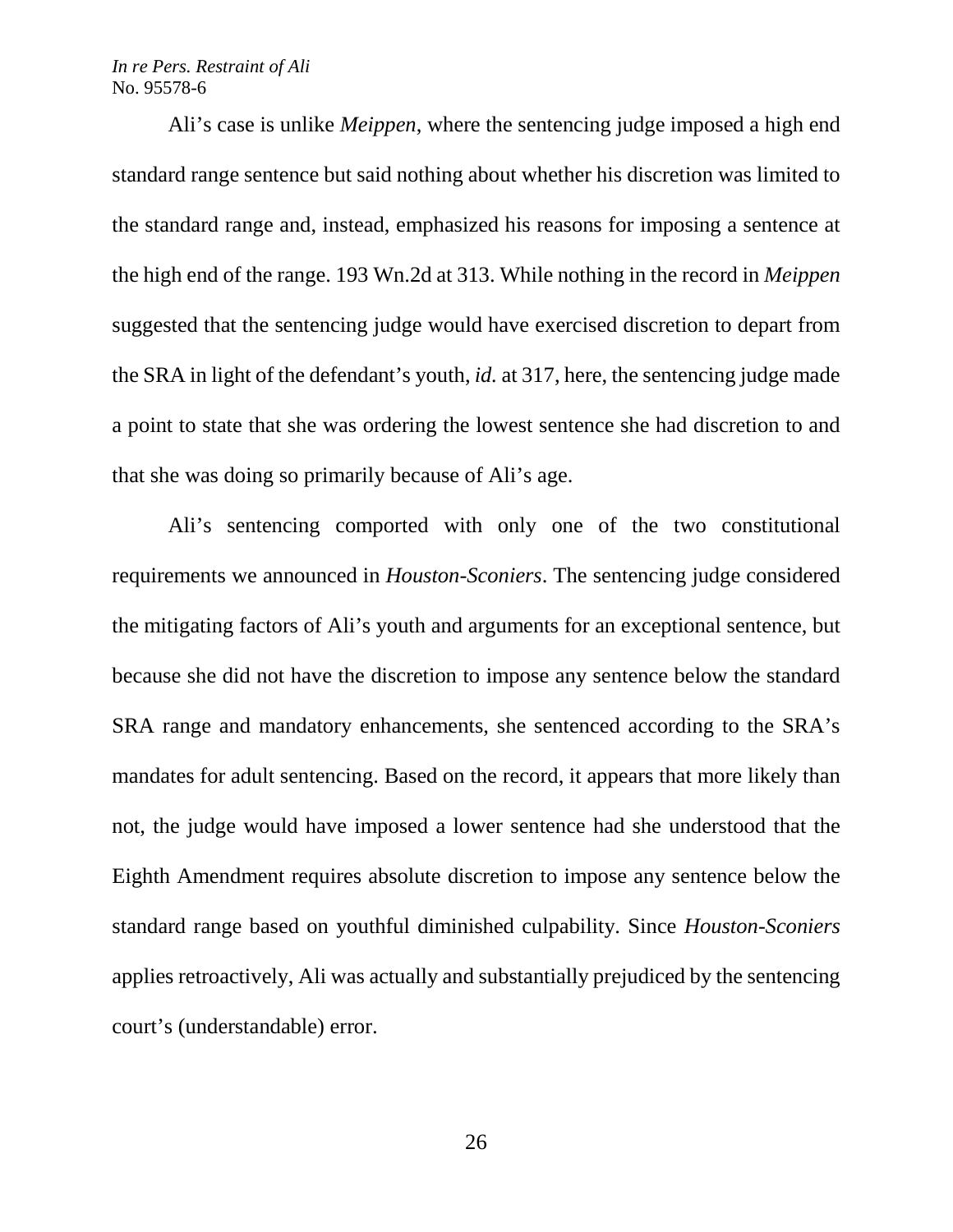Ali's case is unlike *Meippen*, where the sentencing judge imposed a high end standard range sentence but said nothing about whether his discretion was limited to the standard range and, instead, emphasized his reasons for imposing a sentence at the high end of the range. 193 Wn.2d at 313. While nothing in the record in *Meippen* suggested that the sentencing judge would have exercised discretion to depart from the SRA in light of the defendant's youth, *id.* at 317, here, the sentencing judge made a point to state that she was ordering the lowest sentence she had discretion to and that she was doing so primarily because of Ali's age.

Ali's sentencing comported with only one of the two constitutional requirements we announced in *Houston-Sconiers*. The sentencing judge considered the mitigating factors of Ali's youth and arguments for an exceptional sentence, but because she did not have the discretion to impose any sentence below the standard SRA range and mandatory enhancements, she sentenced according to the SRA's mandates for adult sentencing. Based on the record, it appears that more likely than not, the judge would have imposed a lower sentence had she understood that the Eighth Amendment requires absolute discretion to impose any sentence below the standard range based on youthful diminished culpability. Since *Houston-Sconiers* applies retroactively, Ali was actually and substantially prejudiced by the sentencing court's (understandable) error.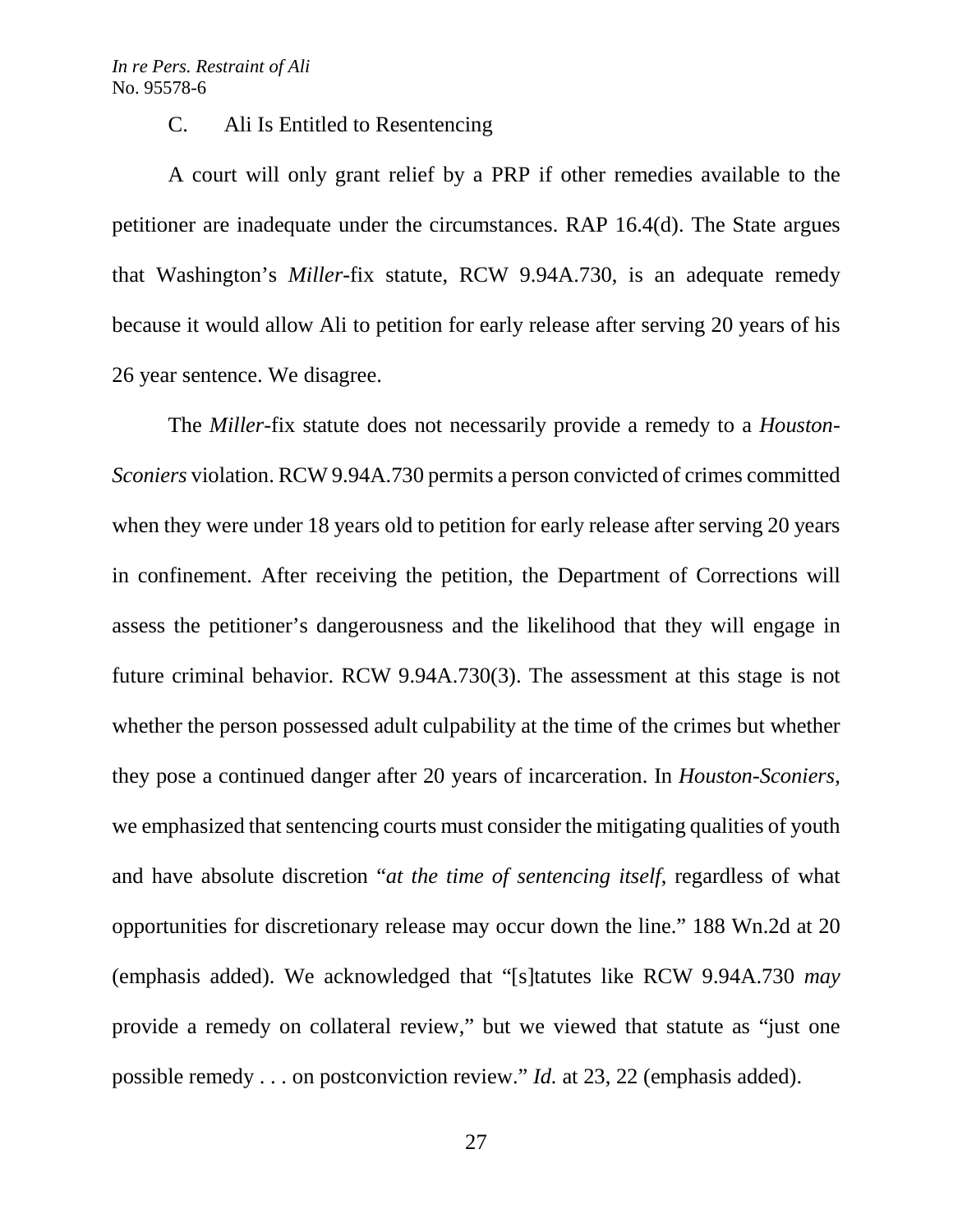### C. Ali Is Entitled to Resentencing

A court will only grant relief by a PRP if other remedies available to the petitioner are inadequate under the circumstances. RAP 16.4(d). The State argues that Washington's *Miller*-fix statute, RCW 9.94A.730, is an adequate remedy because it would allow Ali to petition for early release after serving 20 years of his 26 year sentence. We disagree.

The *Miller*-fix statute does not necessarily provide a remedy to a *Houston-Sconiers* violation. RCW 9.94A.730 permits a person convicted of crimes committed when they were under 18 years old to petition for early release after serving 20 years in confinement. After receiving the petition, the Department of Corrections will assess the petitioner's dangerousness and the likelihood that they will engage in future criminal behavior. RCW 9.94A.730(3). The assessment at this stage is not whether the person possessed adult culpability at the time of the crimes but whether they pose a continued danger after 20 years of incarceration. In *Houston-Sconiers*, we emphasized that sentencing courts must consider the mitigating qualities of youth and have absolute discretion "*at the time of sentencing itself*, regardless of what opportunities for discretionary release may occur down the line." 188 Wn.2d at 20 (emphasis added). We acknowledged that "[s]tatutes like RCW 9.94A.730 *may* provide a remedy on collateral review," but we viewed that statute as "just one possible remedy . . . on postconviction review." *Id.* at 23, 22 (emphasis added).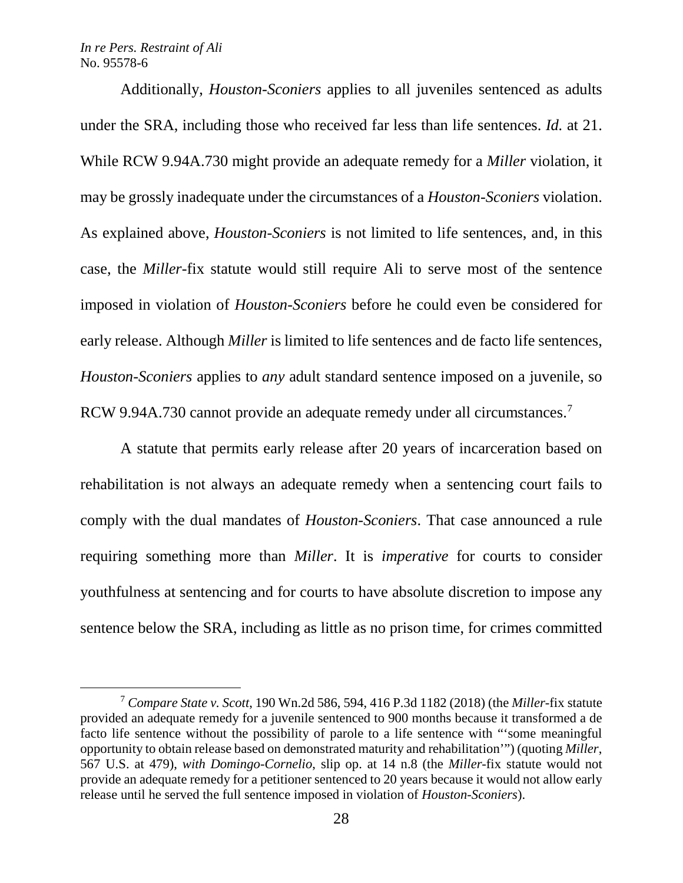Additionally, *Houston-Sconiers* applies to all juveniles sentenced as adults under the SRA, including those who received far less than life sentences. *Id.* at 21. While RCW 9.94A.730 might provide an adequate remedy for a *Miller* violation, it may be grossly inadequate under the circumstances of a *Houston-Sconiers* violation. As explained above, *Houston-Sconiers* is not limited to life sentences, and, in this case, the *Miller*-fix statute would still require Ali to serve most of the sentence imposed in violation of *Houston-Sconiers* before he could even be considered for early release. Although *Miller* is limited to life sentences and de facto life sentences, *Houston-Sconiers* applies to *any* adult standard sentence imposed on a juvenile, so RCW 9.94A.730 cannot provide an adequate remedy under all circumstances.[7]

A statute that permits early release after 20 years of incarceration based on rehabilitation is not always an adequate remedy when a sentencing court fails to comply with the dual mandates of *Houston-Sconiers*. That case announced a rule requiring something more than *Miller*. It is *imperative* for courts to consider youthfulness at sentencing and for courts to have absolute discretion to impose any sentence below the SRA, including as little as no prison time, for crimes committed

---

[7] *Compare State v. Scott*, 190 Wn.2d 586, 594, 416 P.3d 1182 (2018) (the *Miller*-fix statute provided an adequate remedy for a juvenile sentenced to 900 months because it transformed a de facto life sentence without the possibility of parole to a life sentence with "'some meaningful opportunity to obtain release based on demonstrated maturity and rehabilitation'") (quoting *Miller*, 567 U.S. at 479), *with Domingo-Cornelio*, slip op. at 14 n.8 (the *Miller*-fix statute would not provide an adequate remedy for a petitioner sentenced to 20 years because it would not allow early release until he served the full sentence imposed in violation of *Houston-Sconiers*).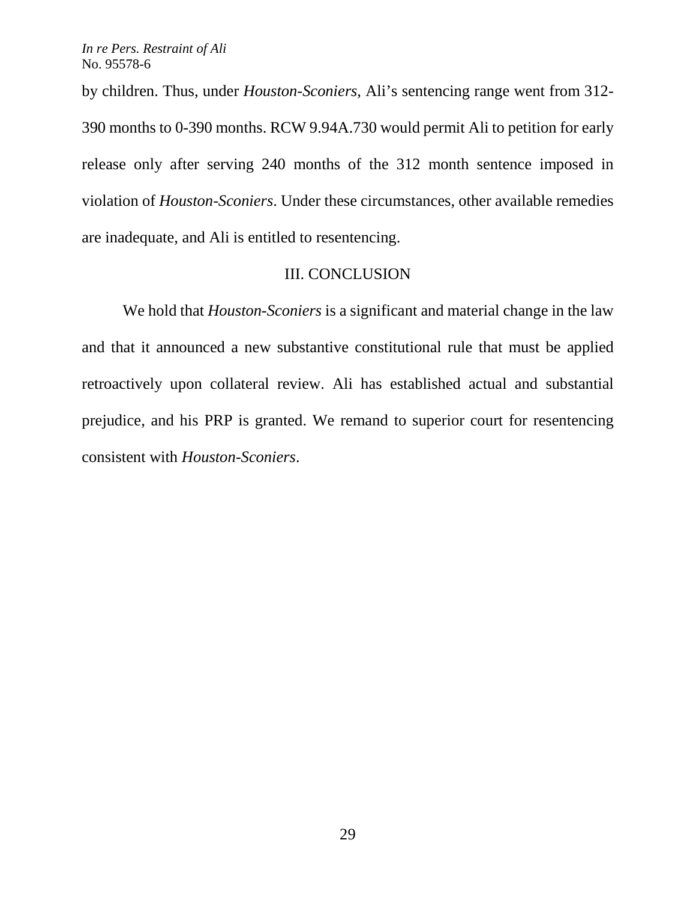by children. Thus, under *Houston-Sconiers*, Ali's sentencing range went from 312-390 months to 0-390 months. RCW 9.94A.730 would permit Ali to petition for early release only after serving 240 months of the 312 month sentence imposed in violation of *Houston-Sconiers*. Under these circumstances, other available remedies are inadequate, and Ali is entitled to resentencing.

## III. CONCLUSION

We hold that *Houston-Sconiers* is a significant and material change in the law and that it announced a new substantive constitutional rule that must be applied retroactively upon collateral review. Ali has established actual and substantial prejudice, and his PRP is granted. We remand to superior court for resentencing consistent with *Houston-Sconiers*.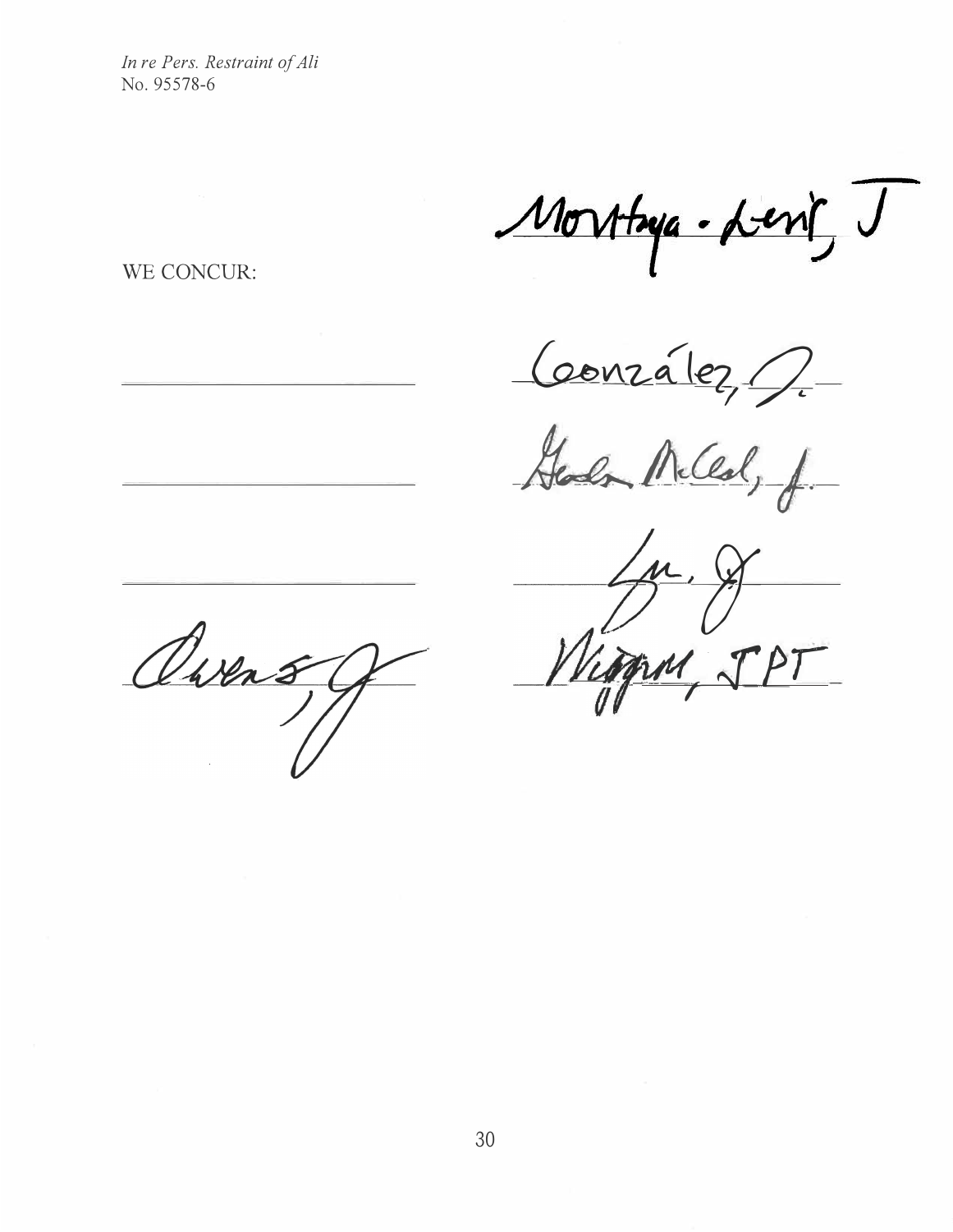*In re Pers. Restraint of Ali*
No. 95578-6

Montoya-Lewis, J.

WE CONCUR:

González, J.

Gordon McCloud, J.

Yu, J.

Owens, J.

Wiggins, J.P.T.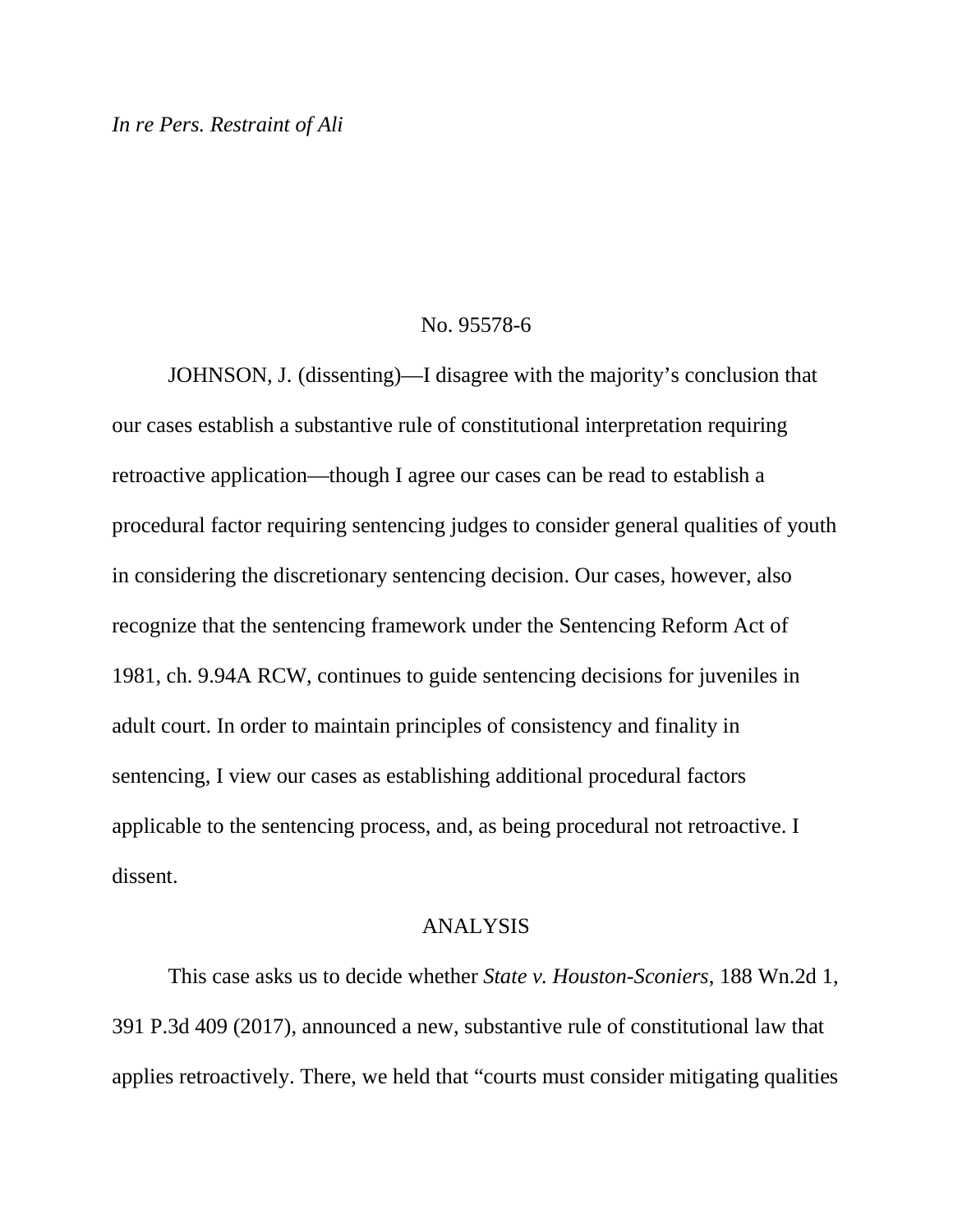*In re Pers. Restraint of Ali*

No. 95578-6

JOHNSON, J. (dissenting)—I disagree with the majority's conclusion that our cases establish a substantive rule of constitutional interpretation requiring retroactive application—though I agree our cases can be read to establish a procedural factor requiring sentencing judges to consider general qualities of youth in considering the discretionary sentencing decision. Our cases, however, also recognize that the sentencing framework under the Sentencing Reform Act of 1981, ch. 9.94A RCW, continues to guide sentencing decisions for juveniles in adult court. In order to maintain principles of consistency and finality in sentencing, I view our cases as establishing additional procedural factors applicable to the sentencing process, and, as being procedural not retroactive. I dissent.

## ANALYSIS

This case asks us to decide whether *State v. Houston-Sconiers*, 188 Wn.2d 1, 391 P.3d 409 (2017), announced a new, substantive rule of constitutional law that applies retroactively. There, we held that "courts must consider mitigating qualities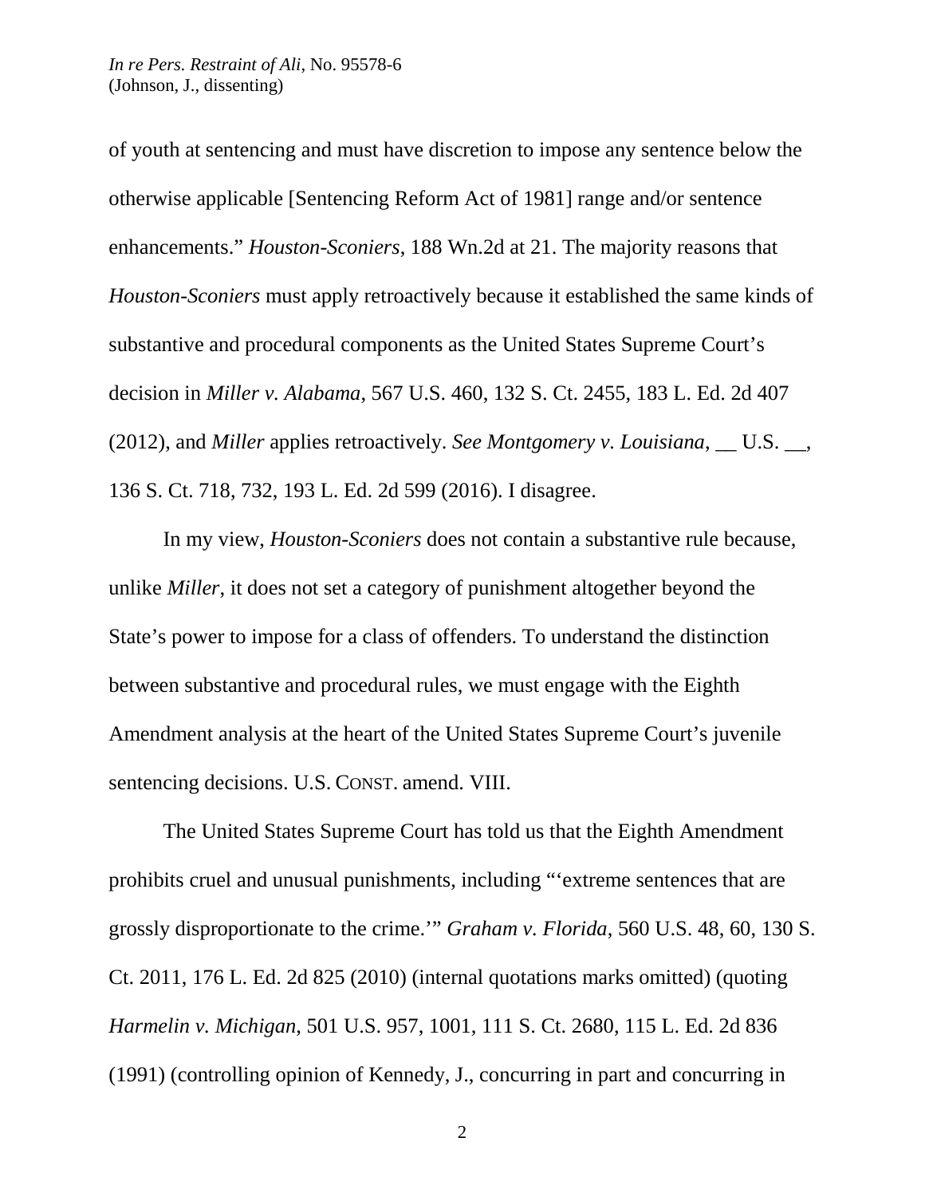of youth at sentencing and must have discretion to impose any sentence below the otherwise applicable [Sentencing Reform Act of 1981] range and/or sentence enhancements." *Houston-Sconiers*, 188 Wn.2d at 21. The majority reasons that *Houston-Sconiers* must apply retroactively because it established the same kinds of substantive and procedural components as the United States Supreme Court's decision in *Miller v. Alabama*, 567 U.S. 460, 132 S. Ct. 2455, 183 L. Ed. 2d 407 (2012), and *Miller* applies retroactively. *See Montgomery v. Louisiana*, __ U.S. __, 136 S. Ct. 718, 732, 193 L. Ed. 2d 599 (2016). I disagree.

In my view, *Houston-Sconiers* does not contain a substantive rule because, unlike *Miller*, it does not set a category of punishment altogether beyond the State's power to impose for a class of offenders. To understand the distinction between substantive and procedural rules, we must engage with the Eighth Amendment analysis at the heart of the United States Supreme Court's juvenile sentencing decisions. U.S. CONST. amend. VIII.

The United States Supreme Court has told us that the Eighth Amendment prohibits cruel and unusual punishments, including "'extreme sentences that are grossly disproportionate to the crime.'" *Graham v. Florida*, 560 U.S. 48, 60, 130 S. Ct. 2011, 176 L. Ed. 2d 825 (2010) (internal quotations marks omitted) (quoting *Harmelin v. Michigan*, 501 U.S. 957, 1001, 111 S. Ct. 2680, 115 L. Ed. 2d 836 (1991) (controlling opinion of Kennedy, J., concurring in part and concurring in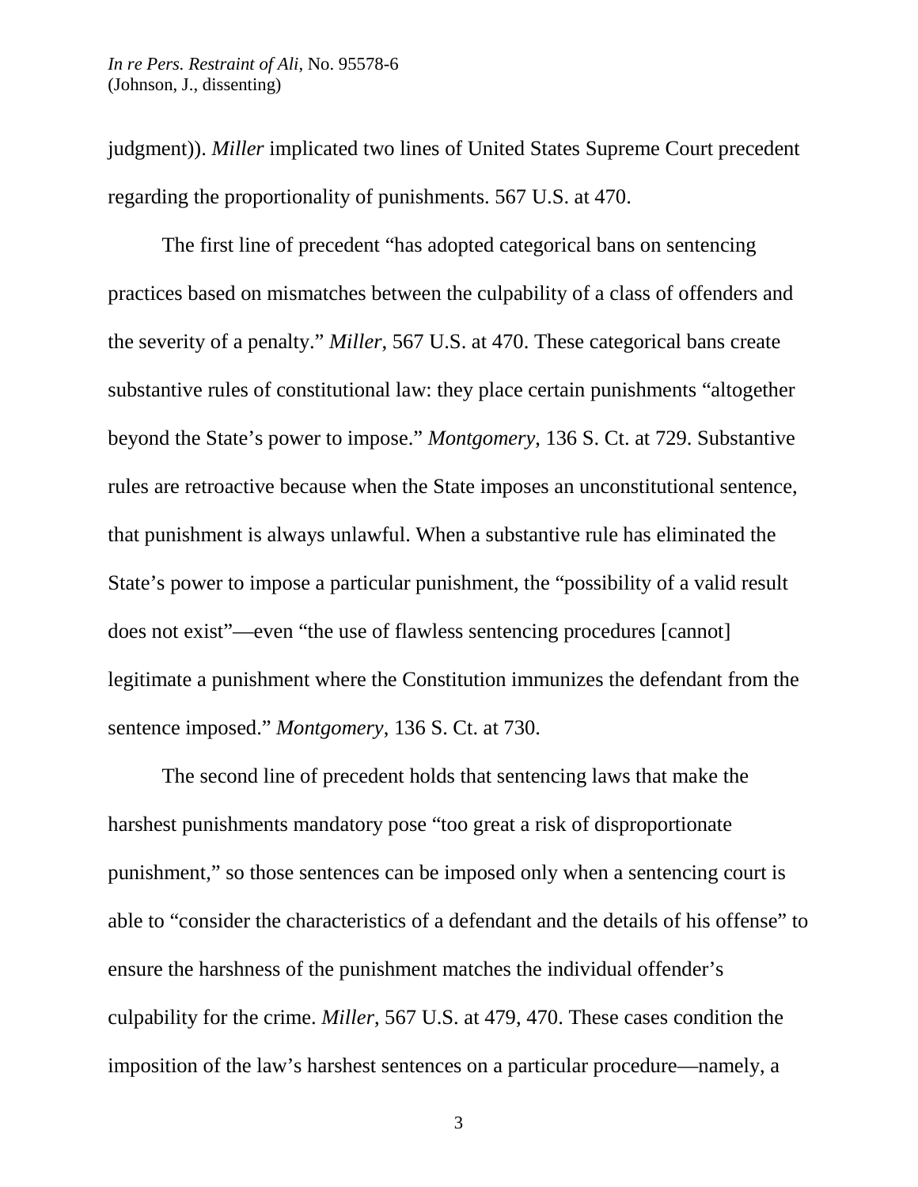judgment)). *Miller* implicated two lines of United States Supreme Court precedent regarding the proportionality of punishments. 567 U.S. at 470.

The first line of precedent "has adopted categorical bans on sentencing practices based on mismatches between the culpability of a class of offenders and the severity of a penalty." *Miller*, 567 U.S. at 470. These categorical bans create substantive rules of constitutional law: they place certain punishments "altogether beyond the State's power to impose." *Montgomery*, 136 S. Ct. at 729. Substantive rules are retroactive because when the State imposes an unconstitutional sentence, that punishment is always unlawful. When a substantive rule has eliminated the State's power to impose a particular punishment, the "possibility of a valid result does not exist"—even "the use of flawless sentencing procedures [cannot] legitimate a punishment where the Constitution immunizes the defendant from the sentence imposed." *Montgomery*, 136 S. Ct. at 730.

The second line of precedent holds that sentencing laws that make the harshest punishments mandatory pose "too great a risk of disproportionate punishment," so those sentences can be imposed only when a sentencing court is able to "consider the characteristics of a defendant and the details of his offense" to ensure the harshness of the punishment matches the individual offender's culpability for the crime. *Miller*, 567 U.S. at 479, 470. These cases condition the imposition of the law's harshest sentences on a particular procedure—namely, a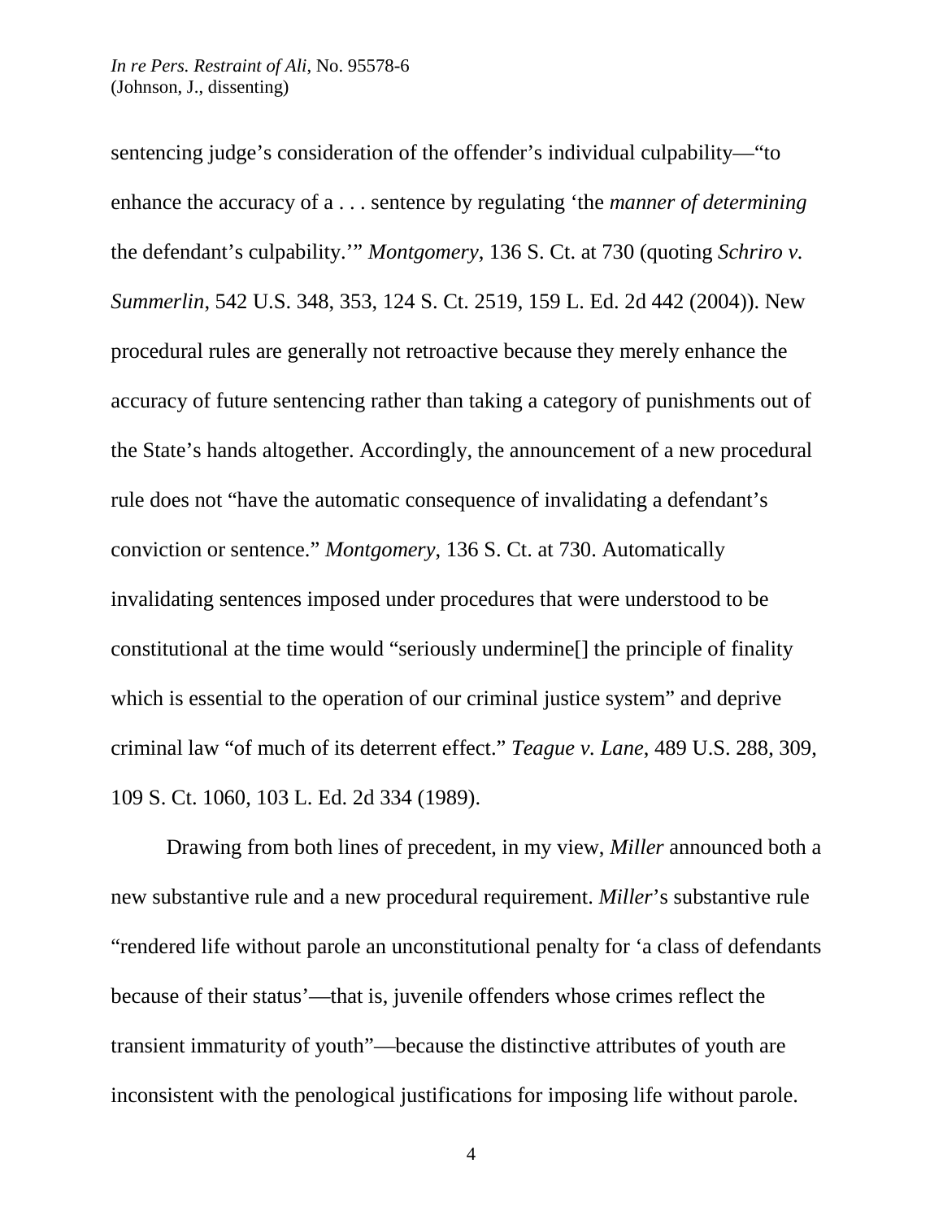sentencing judge's consideration of the offender's individual culpability—"to enhance the accuracy of a . . . sentence by regulating 'the *manner of determining* the defendant's culpability.'" *Montgomery*, 136 S. Ct. at 730 (quoting *Schriro v. Summerlin*, 542 U.S. 348, 353, 124 S. Ct. 2519, 159 L. Ed. 2d 442 (2004)). New procedural rules are generally not retroactive because they merely enhance the accuracy of future sentencing rather than taking a category of punishments out of the State's hands altogether. Accordingly, the announcement of a new procedural rule does not "have the automatic consequence of invalidating a defendant's conviction or sentence." *Montgomery*, 136 S. Ct. at 730. Automatically invalidating sentences imposed under procedures that were understood to be constitutional at the time would "seriously undermine[] the principle of finality which is essential to the operation of our criminal justice system" and deprive criminal law "of much of its deterrent effect." *Teague v. Lane*, 489 U.S. 288, 309, 109 S. Ct. 1060, 103 L. Ed. 2d 334 (1989).

Drawing from both lines of precedent, in my view, *Miller* announced both a new substantive rule and a new procedural requirement. *Miller*'s substantive rule "rendered life without parole an unconstitutional penalty for 'a class of defendants because of their status'—that is, juvenile offenders whose crimes reflect the transient immaturity of youth"—because the distinctive attributes of youth are inconsistent with the penological justifications for imposing life without parole.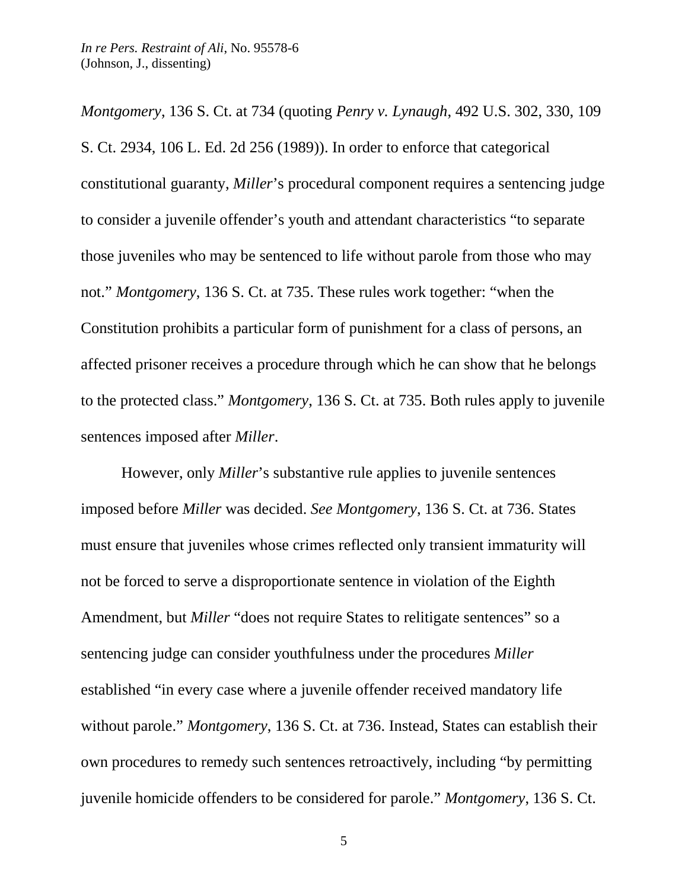*Montgomery*, 136 S. Ct. at 734 (quoting *Penry v. Lynaugh*, 492 U.S. 302, 330, 109 S. Ct. 2934, 106 L. Ed. 2d 256 (1989)). In order to enforce that categorical constitutional guaranty, *Miller*'s procedural component requires a sentencing judge to consider a juvenile offender's youth and attendant characteristics "to separate those juveniles who may be sentenced to life without parole from those who may not." *Montgomery*, 136 S. Ct. at 735. These rules work together: "when the Constitution prohibits a particular form of punishment for a class of persons, an affected prisoner receives a procedure through which he can show that he belongs to the protected class." *Montgomery*, 136 S. Ct. at 735. Both rules apply to juvenile sentences imposed after *Miller*.

However, only *Miller*'s substantive rule applies to juvenile sentences imposed before *Miller* was decided. *See Montgomery*, 136 S. Ct. at 736. States must ensure that juveniles whose crimes reflected only transient immaturity will not be forced to serve a disproportionate sentence in violation of the Eighth Amendment, but *Miller* "does not require States to relitigate sentences" so a sentencing judge can consider youthfulness under the procedures *Miller* established "in every case where a juvenile offender received mandatory life without parole." *Montgomery*, 136 S. Ct. at 736. Instead, States can establish their own procedures to remedy such sentences retroactively, including "by permitting juvenile homicide offenders to be considered for parole." *Montgomery*, 136 S. Ct.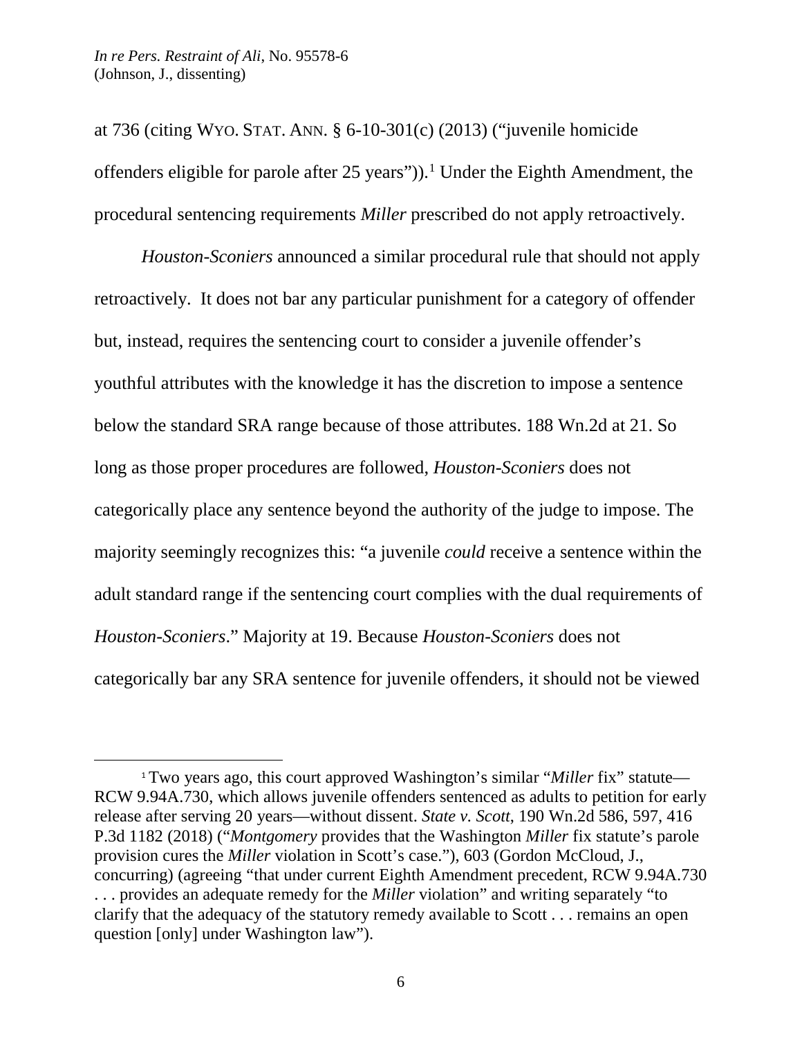at 736 (citing WYO. STAT. ANN. § 6-10-301(c) (2013) ("juvenile homicide offenders eligible for parole after 25 years")).[1] Under the Eighth Amendment, the procedural sentencing requirements *Miller* prescribed do not apply retroactively.

*Houston-Sconiers* announced a similar procedural rule that should not apply retroactively. It does not bar any particular punishment for a category of offender but, instead, requires the sentencing court to consider a juvenile offender's youthful attributes with the knowledge it has the discretion to impose a sentence below the standard SRA range because of those attributes. 188 Wn.2d at 21. So long as those proper procedures are followed, *Houston-Sconiers* does not categorically place any sentence beyond the authority of the judge to impose. The majority seemingly recognizes this: "a juvenile *could* receive a sentence within the adult standard range if the sentencing court complies with the dual requirements of *Houston-Sconiers*." Majority at 19. Because *Houston-Sconiers* does not categorically bar any SRA sentence for juvenile offenders, it should not be viewed

---

[1] Two years ago, this court approved Washington's similar "*Miller* fix" statute—RCW 9.94A.730, which allows juvenile offenders sentenced as adults to petition for early release after serving 20 years—without dissent. *State v. Scott*, 190 Wn.2d 586, 597, 416 P.3d 1182 (2018) ("*Montgomery* provides that the Washington *Miller* fix statute's parole provision cures the *Miller* violation in Scott's case."), 603 (Gordon McCloud, J., concurring) (agreeing "that under current Eighth Amendment precedent, RCW 9.94A.730 . . . provides an adequate remedy for the *Miller* violation" and writing separately "to clarify that the adequacy of the statutory remedy available to Scott . . . remains an open question [only] under Washington law").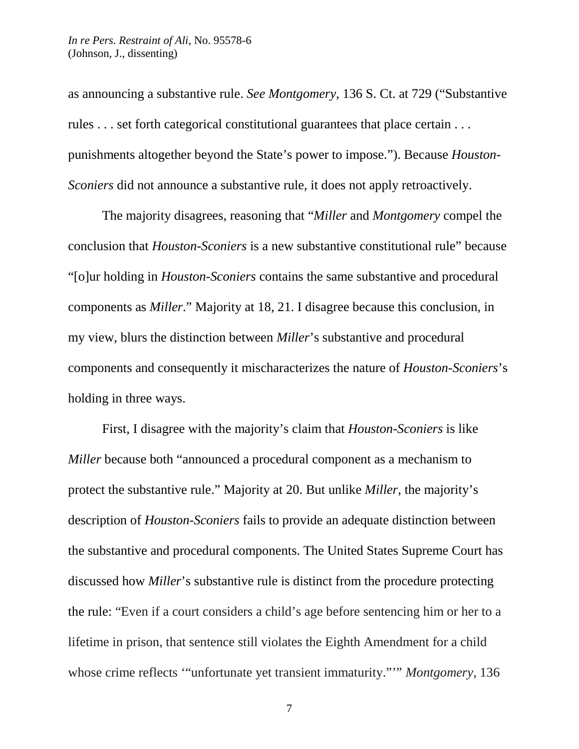as announcing a substantive rule. *See Montgomery*, 136 S. Ct. at 729 ("Substantive rules . . . set forth categorical constitutional guarantees that place certain . . . punishments altogether beyond the State's power to impose."). Because *Houston-Sconiers* did not announce a substantive rule, it does not apply retroactively.

The majority disagrees, reasoning that "*Miller* and *Montgomery* compel the conclusion that *Houston-Sconiers* is a new substantive constitutional rule" because "[o]ur holding in *Houston-Sconiers* contains the same substantive and procedural components as *Miller*." Majority at 18, 21. I disagree because this conclusion, in my view, blurs the distinction between *Miller*'s substantive and procedural components and consequently it mischaracterizes the nature of *Houston-Sconiers*'s holding in three ways.

First, I disagree with the majority's claim that *Houston-Sconiers* is like *Miller* because both "announced a procedural component as a mechanism to protect the substantive rule." Majority at 20. But unlike *Miller*, the majority's description of *Houston-Sconiers* fails to provide an adequate distinction between the substantive and procedural components. The United States Supreme Court has discussed how *Miller*'s substantive rule is distinct from the procedure protecting the rule: "Even if a court considers a child's age before sentencing him or her to a lifetime in prison, that sentence still violates the Eighth Amendment for a child whose crime reflects '"unfortunate yet transient immaturity."'" *Montgomery*, 136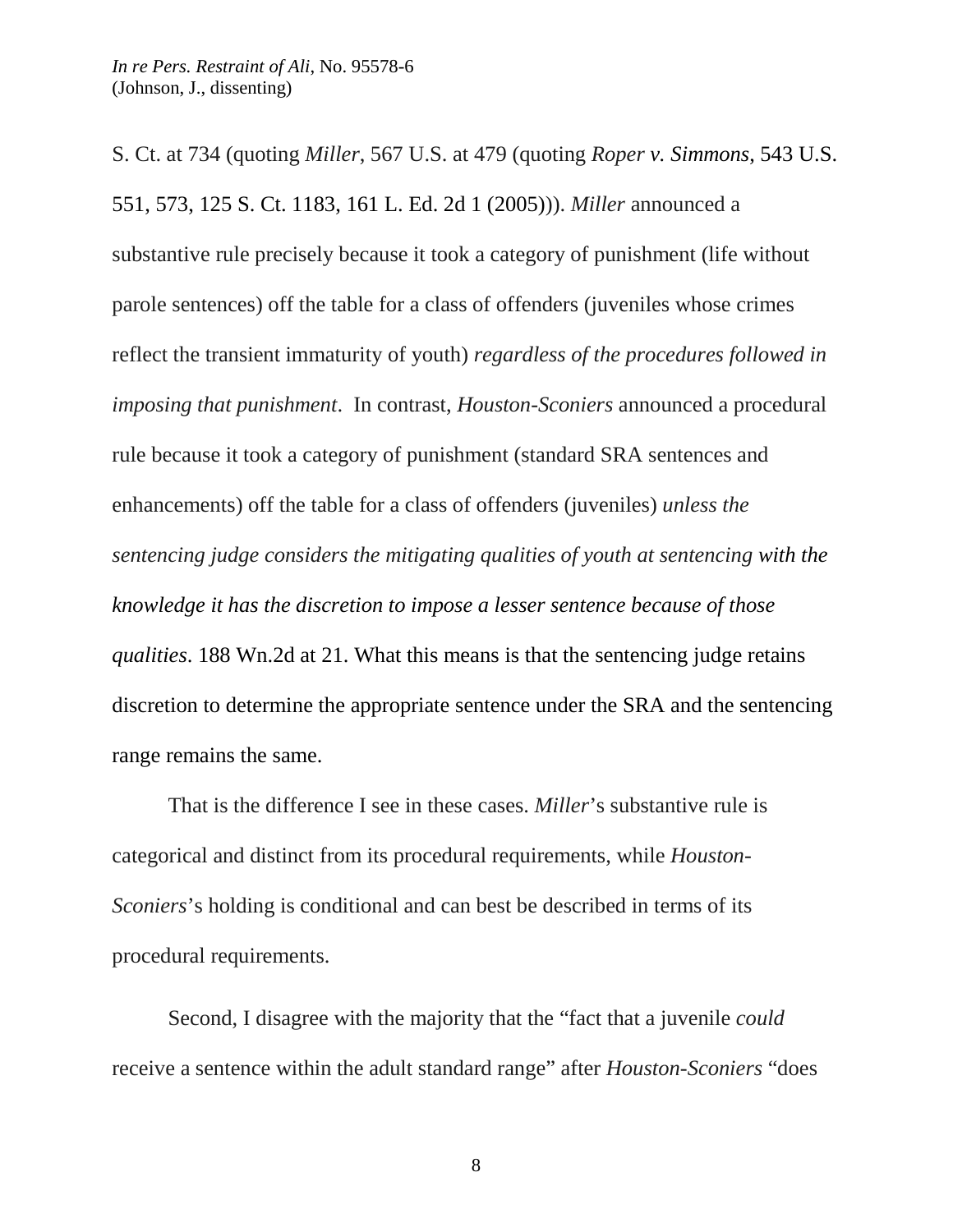S. Ct. at 734 (quoting *Miller*, 567 U.S. at 479 (quoting *Roper v. Simmons*, 543 U.S. 551, 573, 125 S. Ct. 1183, 161 L. Ed. 2d 1 (2005))). *Miller* announced a substantive rule precisely because it took a category of punishment (life without parole sentences) off the table for a class of offenders (juveniles whose crimes reflect the transient immaturity of youth) *regardless of the procedures followed in imposing that punishment*. In contrast, *Houston-Sconiers* announced a procedural rule because it took a category of punishment (standard SRA sentences and enhancements) off the table for a class of offenders (juveniles) *unless the sentencing judge considers the mitigating qualities of youth at sentencing with the knowledge it has the discretion to impose a lesser sentence because of those qualities*. 188 Wn.2d at 21. What this means is that the sentencing judge retains discretion to determine the appropriate sentence under the SRA and the sentencing range remains the same.

That is the difference I see in these cases. *Miller*'s substantive rule is categorical and distinct from its procedural requirements, while *Houston-Sconiers*'s holding is conditional and can best be described in terms of its procedural requirements.

Second, I disagree with the majority that the "fact that a juvenile *could* receive a sentence within the adult standard range" after *Houston-Sconiers* "does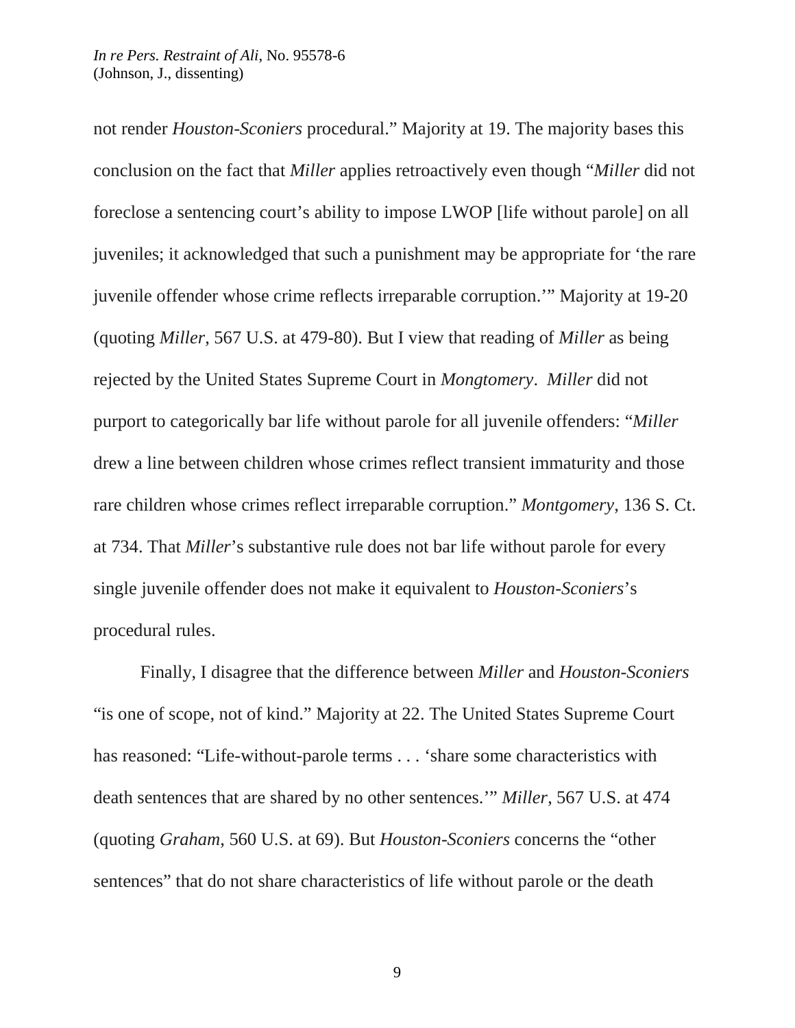not render *Houston-Sconiers* procedural." Majority at 19. The majority bases this conclusion on the fact that *Miller* applies retroactively even though "*Miller* did not foreclose a sentencing court's ability to impose LWOP [life without parole] on all juveniles; it acknowledged that such a punishment may be appropriate for 'the rare juvenile offender whose crime reflects irreparable corruption.'" Majority at 19-20 (quoting *Miller*, 567 U.S. at 479-80). But I view that reading of *Miller* as being rejected by the United States Supreme Court in *Mongtomery*. *Miller* did not purport to categorically bar life without parole for all juvenile offenders: "*Miller* drew a line between children whose crimes reflect transient immaturity and those rare children whose crimes reflect irreparable corruption." *Montgomery*, 136 S. Ct. at 734. That *Miller*'s substantive rule does not bar life without parole for every single juvenile offender does not make it equivalent to *Houston-Sconiers*'s procedural rules.

Finally, I disagree that the difference between *Miller* and *Houston-Sconiers* "is one of scope, not of kind." Majority at 22. The United States Supreme Court has reasoned: "Life-without-parole terms . . . 'share some characteristics with death sentences that are shared by no other sentences.'" *Miller*, 567 U.S. at 474 (quoting *Graham*, 560 U.S. at 69). But *Houston-Sconiers* concerns the "other sentences" that do not share characteristics of life without parole or the death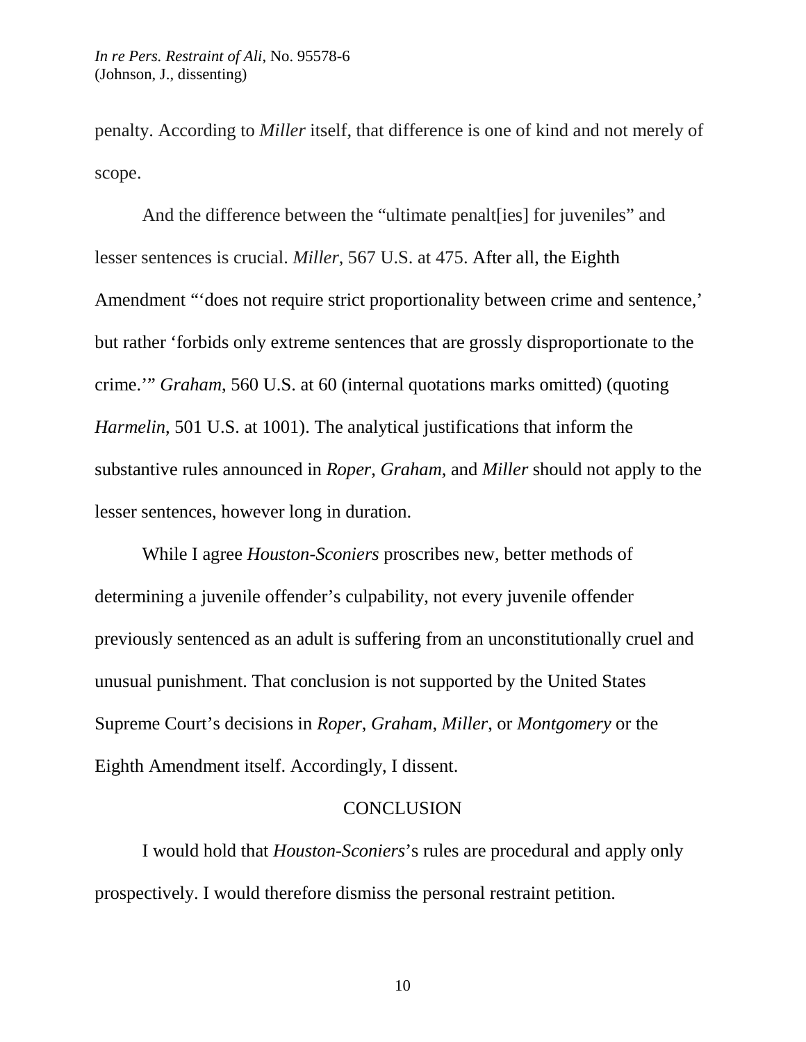penalty. According to *Miller* itself, that difference is one of kind and not merely of scope.

And the difference between the "ultimate penalt[ies] for juveniles" and lesser sentences is crucial. *Miller*, 567 U.S. at 475. After all, the Eighth Amendment "'does not require strict proportionality between crime and sentence,' but rather 'forbids only extreme sentences that are grossly disproportionate to the crime.'" *Graham*, 560 U.S. at 60 (internal quotations marks omitted) (quoting *Harmelin*, 501 U.S. at 1001). The analytical justifications that inform the substantive rules announced in *Roper*, *Graham*, and *Miller* should not apply to the lesser sentences, however long in duration.

While I agree *Houston-Sconiers* proscribes new, better methods of determining a juvenile offender's culpability, not every juvenile offender previously sentenced as an adult is suffering from an unconstitutionally cruel and unusual punishment. That conclusion is not supported by the United States Supreme Court's decisions in *Roper*, *Graham*, *Miller*, or *Montgomery* or the Eighth Amendment itself. Accordingly, I dissent.

## CONCLUSION

I would hold that *Houston-Sconiers*'s rules are procedural and apply only prospectively. I would therefore dismiss the personal restraint petition.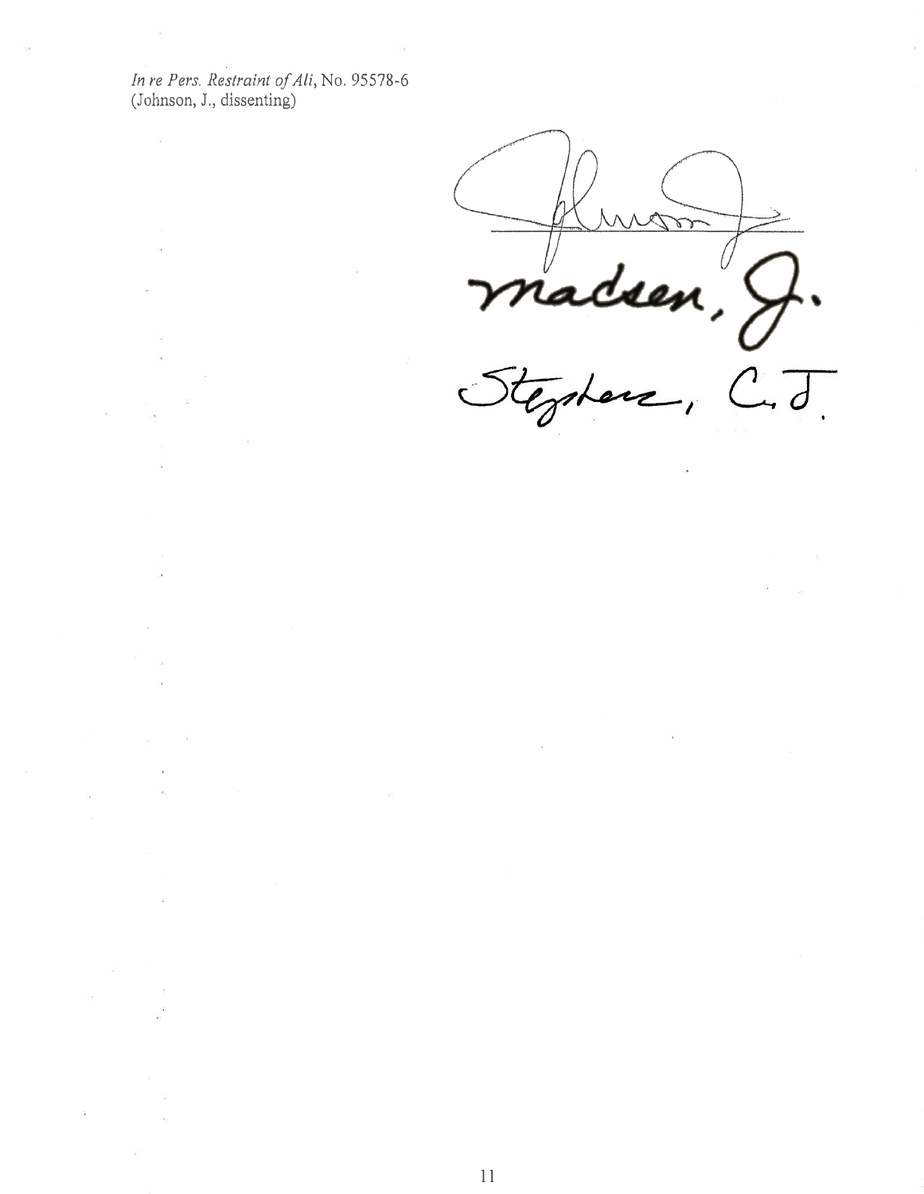Madsen, J.

Stephens, C.J.